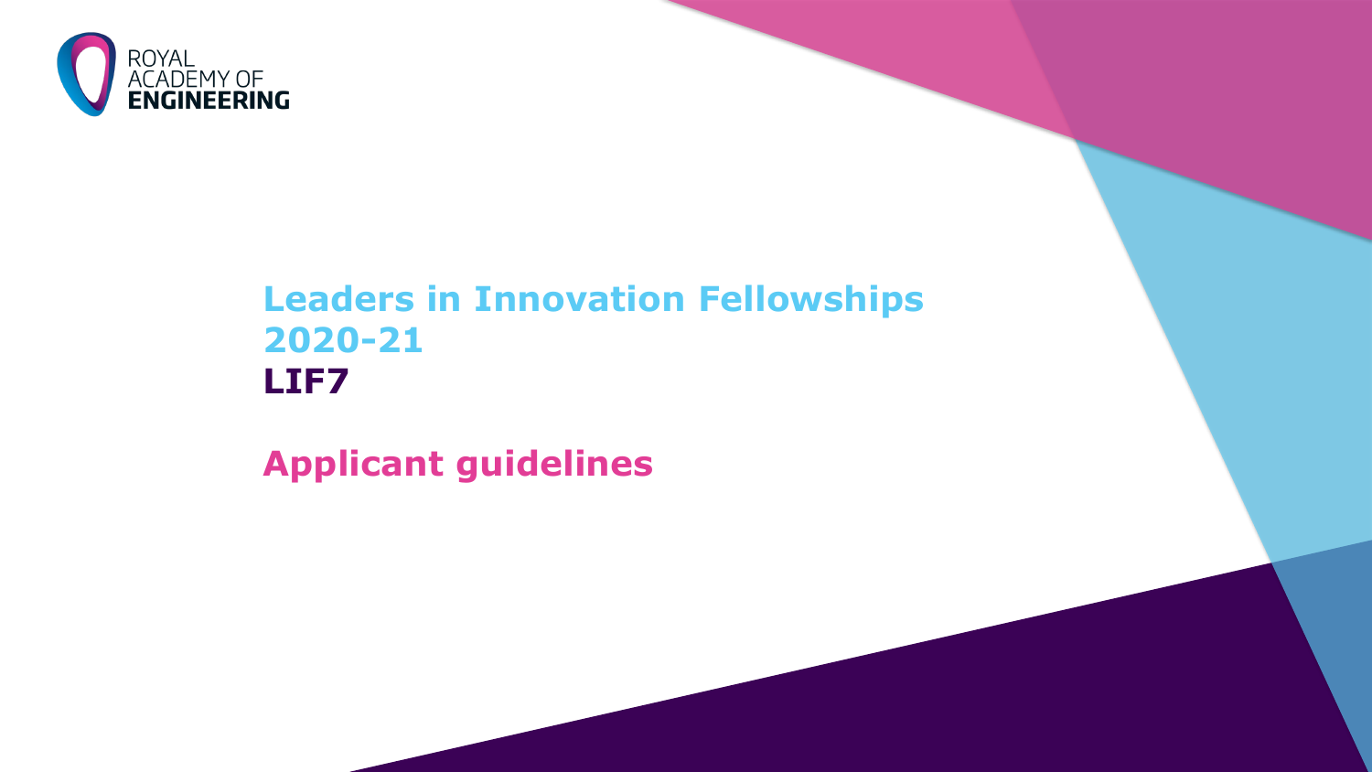ROYAL ACADEMY OF ENGINEERING

# Leaders in Innovation Fellowships 2020-21

## LIF7

## Applicant guidelines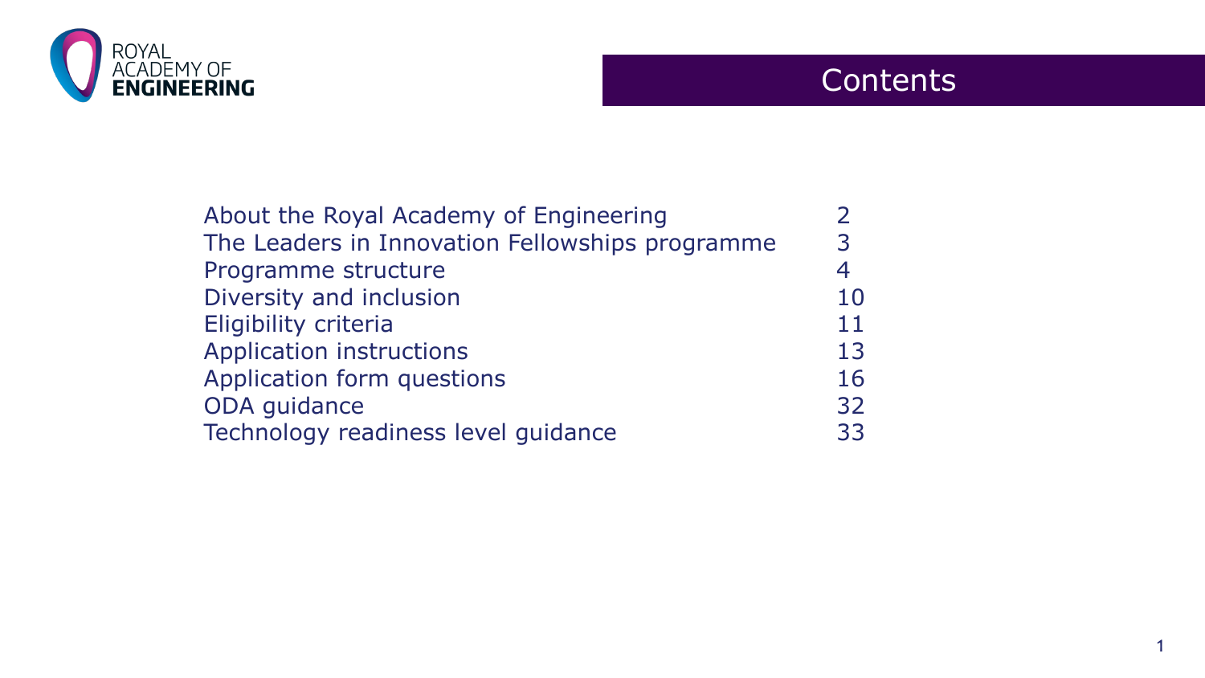# Contents

| | |
|---|---|
| About the Royal Academy of Engineering | 2 |
| The Leaders in Innovation Fellowships programme | 3 |
| Programme structure | 4 |
| Diversity and inclusion | 10 |
| Eligibility criteria | 11 |
| Application instructions | 13 |
| Application form questions | 16 |
| ODA guidance | 32 |
| Technology readiness level guidance | 33 |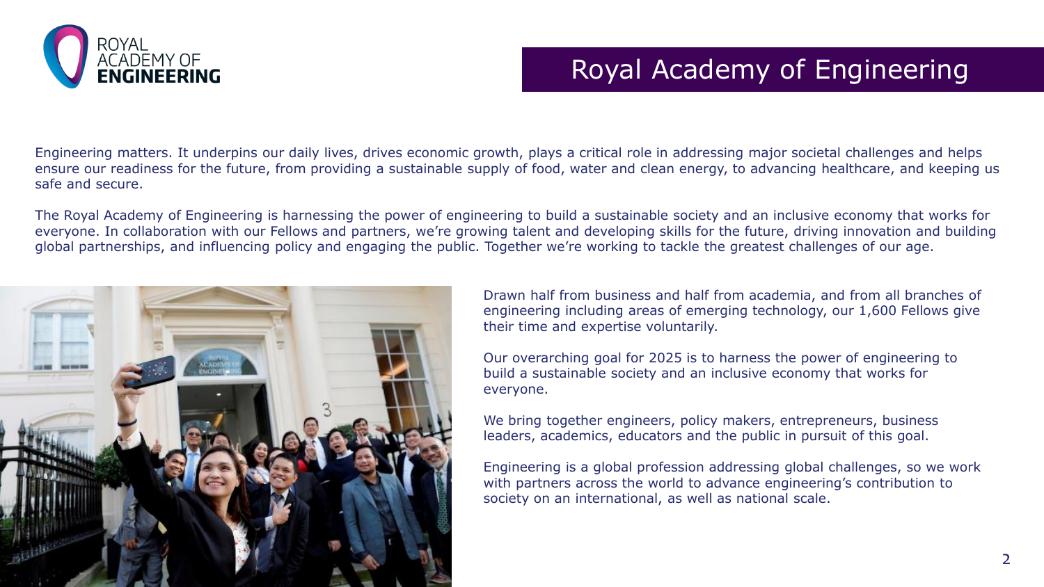# Royal Academy of Engineering

Engineering matters. It underpins our daily lives, drives economic growth, plays a critical role in addressing major societal challenges and helps ensure our readiness for the future, from providing a sustainable supply of food, water and clean energy, to advancing healthcare, and keeping us safe and secure.

The Royal Academy of Engineering is harnessing the power of engineering to build a sustainable society and an inclusive economy that works for everyone. In collaboration with our Fellows and partners, we're growing talent and developing skills for the future, driving innovation and building global partnerships, and influencing policy and engaging the public. Together we're working to tackle the greatest challenges of our age.

Drawn half from business and half from academia, and from all branches of engineering including areas of emerging technology, our 1,600 Fellows give their time and expertise voluntarily.

Our overarching goal for 2025 is to harness the power of engineering to build a sustainable society and an inclusive economy that works for everyone.

We bring together engineers, policy makers, entrepreneurs, business leaders, academics, educators and the public in pursuit of this goal.

Engineering is a global profession addressing global challenges, so we work with partners across the world to advance engineering's contribution to society on an international, as well as national scale.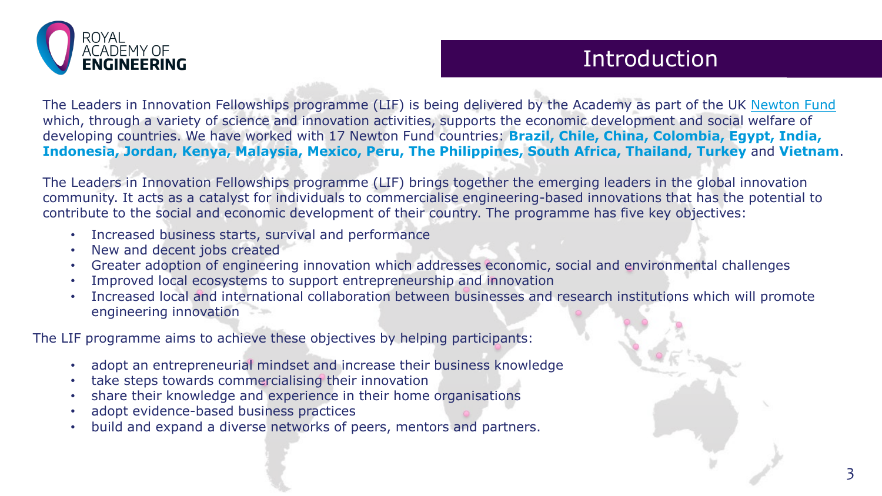# Introduction

The Leaders in Innovation Fellowships programme (LIF) is being delivered by the Academy as part of the UK Newton Fund which, through a variety of science and innovation activities, supports the economic development and social welfare of developing countries. We have worked with 17 Newton Fund countries: **Brazil, Chile, China, Colombia, Egypt, India, Indonesia, Jordan, Kenya, Malaysia, Mexico, Peru, The Philippines, South Africa, Thailand, Turkey** and **Vietnam**.

The Leaders in Innovation Fellowships programme (LIF) brings together the emerging leaders in the global innovation community. It acts as a catalyst for individuals to commercialise engineering-based innovations that has the potential to contribute to the social and economic development of their country. The programme has five key objectives:

- Increased business starts, survival and performance
- New and decent jobs created
- Greater adoption of engineering innovation which addresses economic, social and environmental challenges
- Improved local ecosystems to support entrepreneurship and innovation
- Increased local and international collaboration between businesses and research institutions which will promote engineering innovation

The LIF programme aims to achieve these objectives by helping participants:

- adopt an entrepreneurial mindset and increase their business knowledge
- take steps towards commercialising their innovation
- share their knowledge and experience in their home organisations
- adopt evidence-based business practices
- build and expand a diverse networks of peers, mentors and partners.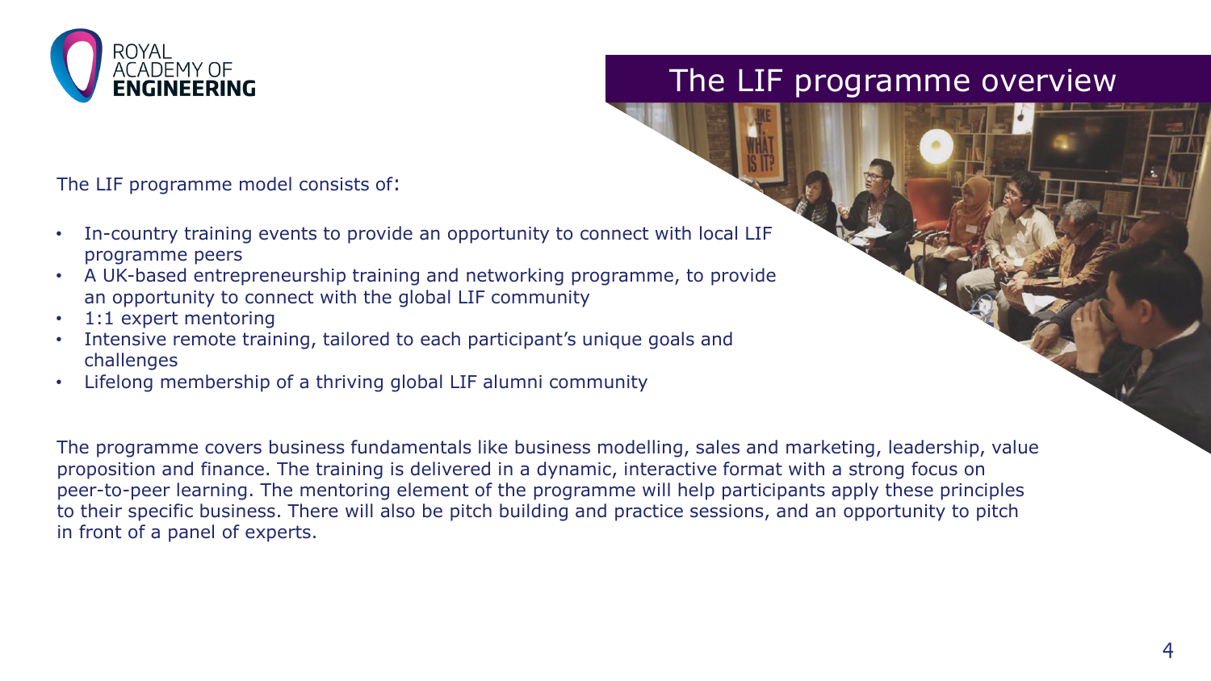# The LIF programme overview

The LIF programme model consists of:

- In-country training events to provide an opportunity to connect with local LIF programme peers
- A UK-based entrepreneurship training and networking programme, to provide an opportunity to connect with the global LIF community
- 1:1 expert mentoring
- Intensive remote training, tailored to each participant's unique goals and challenges
- Lifelong membership of a thriving global LIF alumni community

The programme covers business fundamentals like business modelling, sales and marketing, leadership, value proposition and finance. The training is delivered in a dynamic, interactive format with a strong focus on peer-to-peer learning. The mentoring element of the programme will help participants apply these principles to their specific business. There will also be pitch building and practice sessions, and an opportunity to pitch in front of a panel of experts.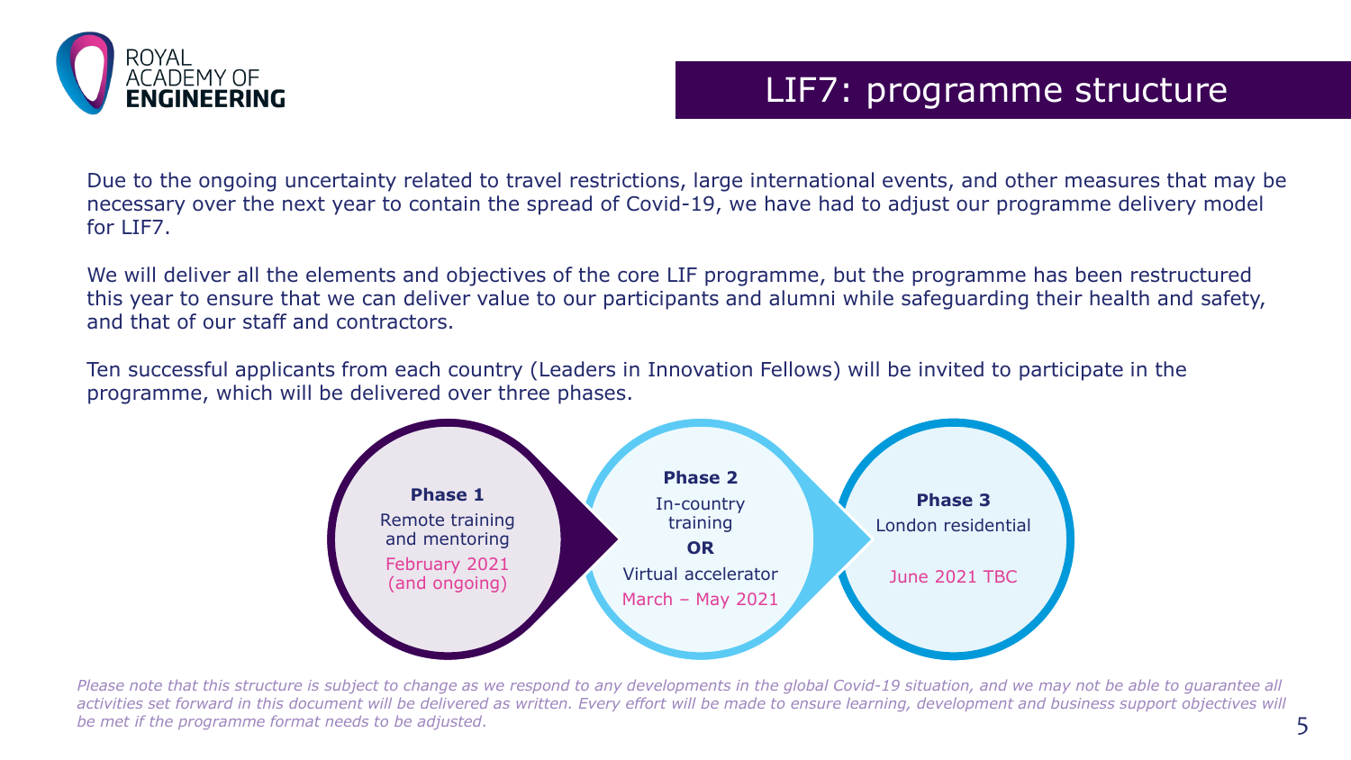# LIF7: programme structure

Due to the ongoing uncertainty related to travel restrictions, large international events, and other measures that may be necessary over the next year to contain the spread of Covid-19, we have had to adjust our programme delivery model for LIF7.

We will deliver all the elements and objectives of the core LIF programme, but the programme has been restructured this year to ensure that we can deliver value to our participants and alumni while safeguarding their health and safety, and that of our staff and contractors.

Ten successful applicants from each country (Leaders in Innovation Fellows) will be invited to participate in the programme, which will be delivered over three phases.

**Phase 1**
Remote training and mentoring
February 2021 (and ongoing)

**Phase 2**
In-country training
**OR**
Virtual accelerator
March – May 2021

**Phase 3**
London residential
June 2021 TBC

*Please note that this structure is subject to change as we respond to any developments in the global Covid-19 situation, and we may not be able to guarantee all activities set forward in this document will be delivered as written. Every effort will be made to ensure learning, development and business support objectives will be met if the programme format needs to be adjusted.*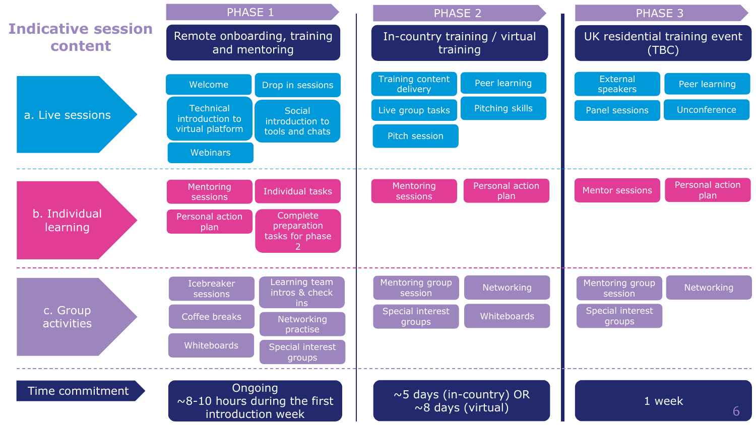# Indicative session content

| | PHASE 1 | PHASE 2 | PHASE 3 |
|---|---|---|---|
| | **Remote onboarding, training and mentoring** | **In-country training / virtual training** | **UK residential training event (TBC)** |
| **a. Live sessions** | Welcome; Drop in sessions; Technical introduction to virtual platform; Social introduction to tools and chats; Webinars | Training content delivery; Peer learning; Live group tasks; Pitching skills; Pitch session | External speakers; Peer learning; Panel sessions; Unconference |
| **b. Individual learning** | Mentoring sessions; Individual tasks; Personal action plan; Complete preparation tasks for phase 2 | Mentoring sessions; Personal action plan | Mentor sessions; Personal action plan |
| **c. Group activities** | Icebreaker sessions; Learning team intros & check ins; Coffee breaks; Networking practice; Whiteboards; Special interest groups | Mentoring group session; Networking; Special interest groups; Whiteboards | Mentoring group session; Networking; Special interest groups |
| **Time commitment** | Ongoing ~8-10 hours during the first introduction week | ~5 days (in-country) OR ~8 days (virtual) | 1 week |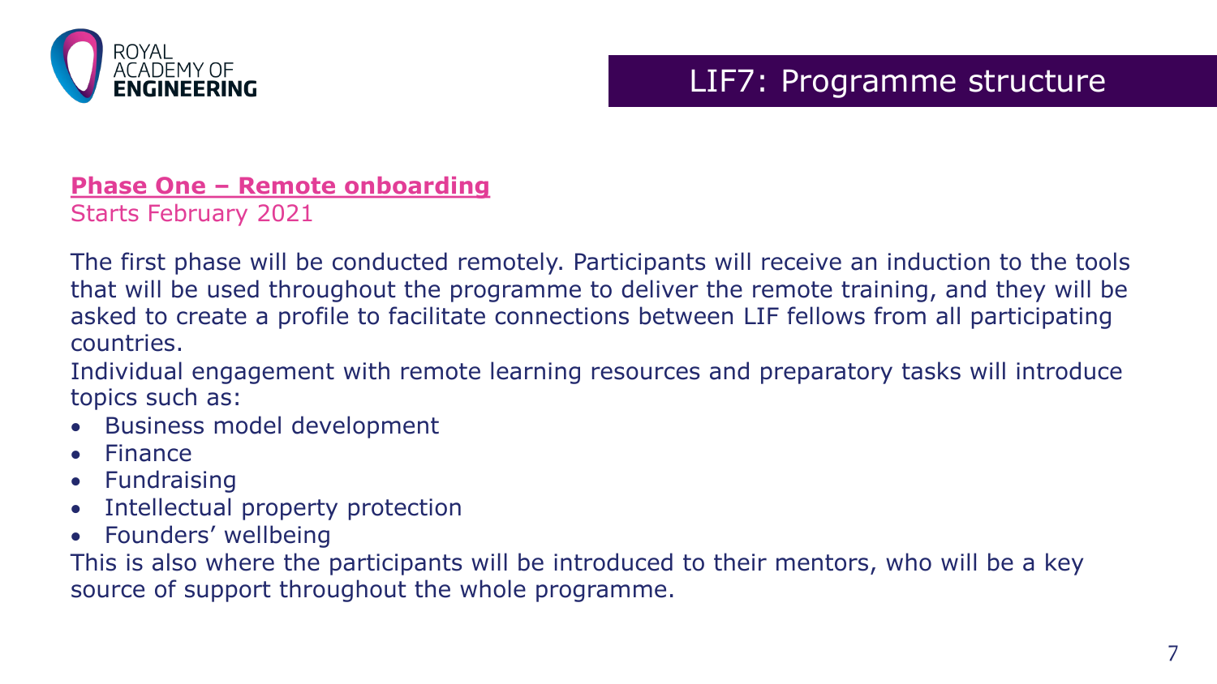# LIF7: Programme structure

## Phase One – Remote onboarding

Starts February 2021

The first phase will be conducted remotely. Participants will receive an induction to the tools that will be used throughout the programme to deliver the remote training, and they will be asked to create a profile to facilitate connections between LIF fellows from all participating countries.

Individual engagement with remote learning resources and preparatory tasks will introduce topics such as:

- Business model development
- Finance
- Fundraising
- Intellectual property protection
- Founders' wellbeing

This is also where the participants will be introduced to their mentors, who will be a key source of support throughout the whole programme.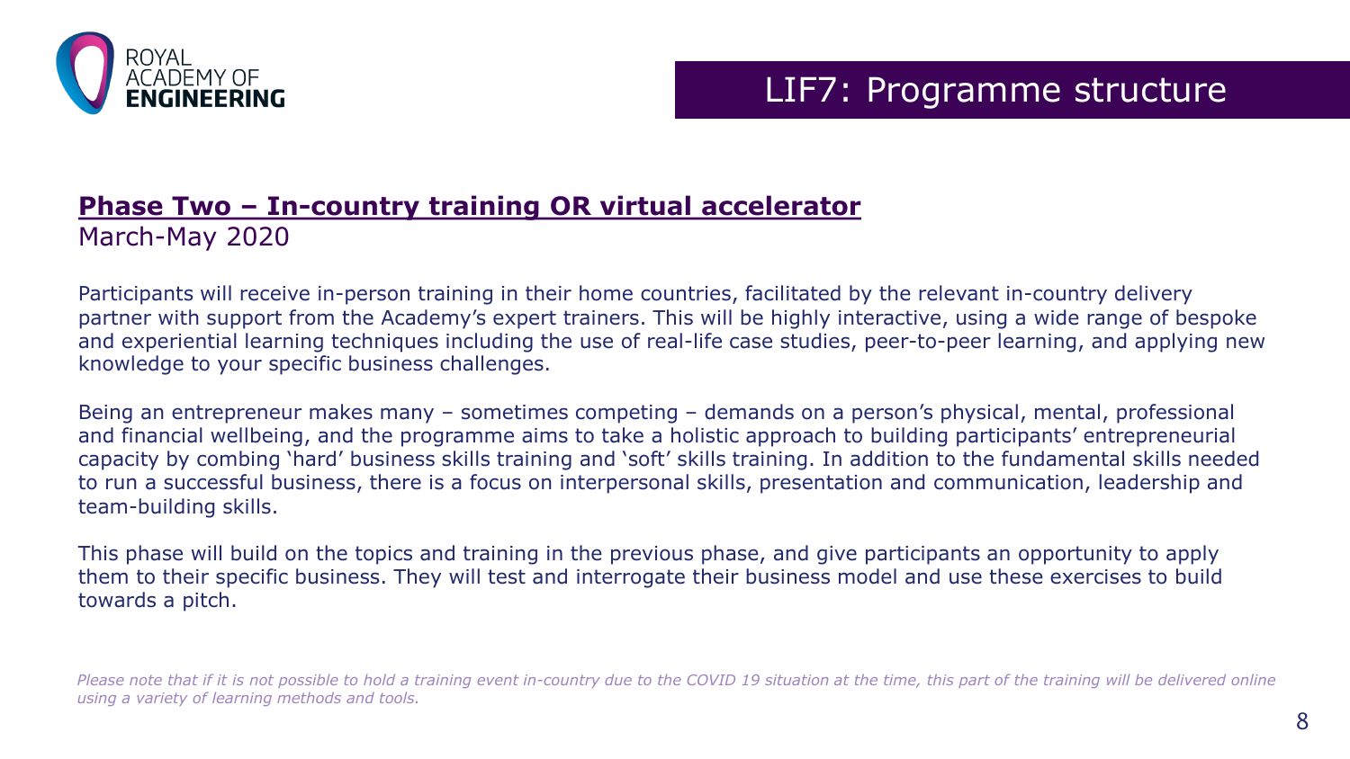# LIF7: Programme structure

## Phase Two – In-country training OR virtual accelerator

March-May 2020

Participants will receive in-person training in their home countries, facilitated by the relevant in-country delivery partner with support from the Academy's expert trainers. This will be highly interactive, using a wide range of bespoke and experiential learning techniques including the use of real-life case studies, peer-to-peer learning, and applying new knowledge to your specific business challenges.

Being an entrepreneur makes many – sometimes competing – demands on a person's physical, mental, professional and financial wellbeing, and the programme aims to take a holistic approach to building participants' entrepreneurial capacity by combing 'hard' business skills training and 'soft' skills training. In addition to the fundamental skills needed to run a successful business, there is a focus on interpersonal skills, presentation and communication, leadership and team-building skills.

This phase will build on the topics and training in the previous phase, and give participants an opportunity to apply them to their specific business. They will test and interrogate their business model and use these exercises to build towards a pitch.

*Please note that if it is not possible to hold a training event in-country due to the COVID 19 situation at the time, this part of the training will be delivered online using a variety of learning methods and tools.*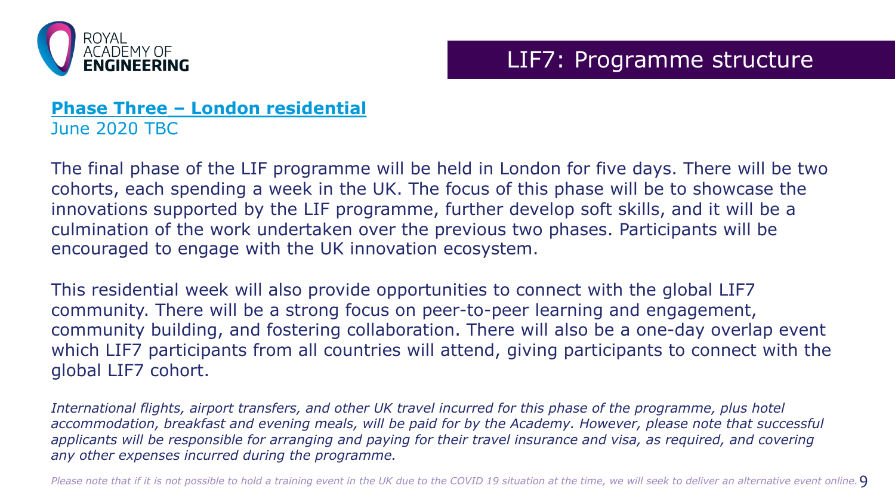# LIF7: Programme structure

**Phase Three – London residential**

June 2020 TBC

The final phase of the LIF programme will be held in London for five days. There will be two cohorts, each spending a week in the UK. The focus of this phase will be to showcase the innovations supported by the LIF programme, further develop soft skills, and it will be a culmination of the work undertaken over the previous two phases. Participants will be encouraged to engage with the UK innovation ecosystem.

This residential week will also provide opportunities to connect with the global LIF7 community. There will be a strong focus on peer-to-peer learning and engagement, community building, and fostering collaboration. There will also be a one-day overlap event which LIF7 participants from all countries will attend, giving participants to connect with the global LIF7 cohort.

*International flights, airport transfers, and other UK travel incurred for this phase of the programme, plus hotel accommodation, breakfast and evening meals, will be paid for by the Academy. However, please note that successful applicants will be responsible for arranging and paying for their travel insurance and visa, as required, and covering any other expenses incurred during the programme.*

*Please note that if it is not possible to hold a training event in the UK due to the COVID 19 situation at the time, we will seek to deliver an alternative event online.*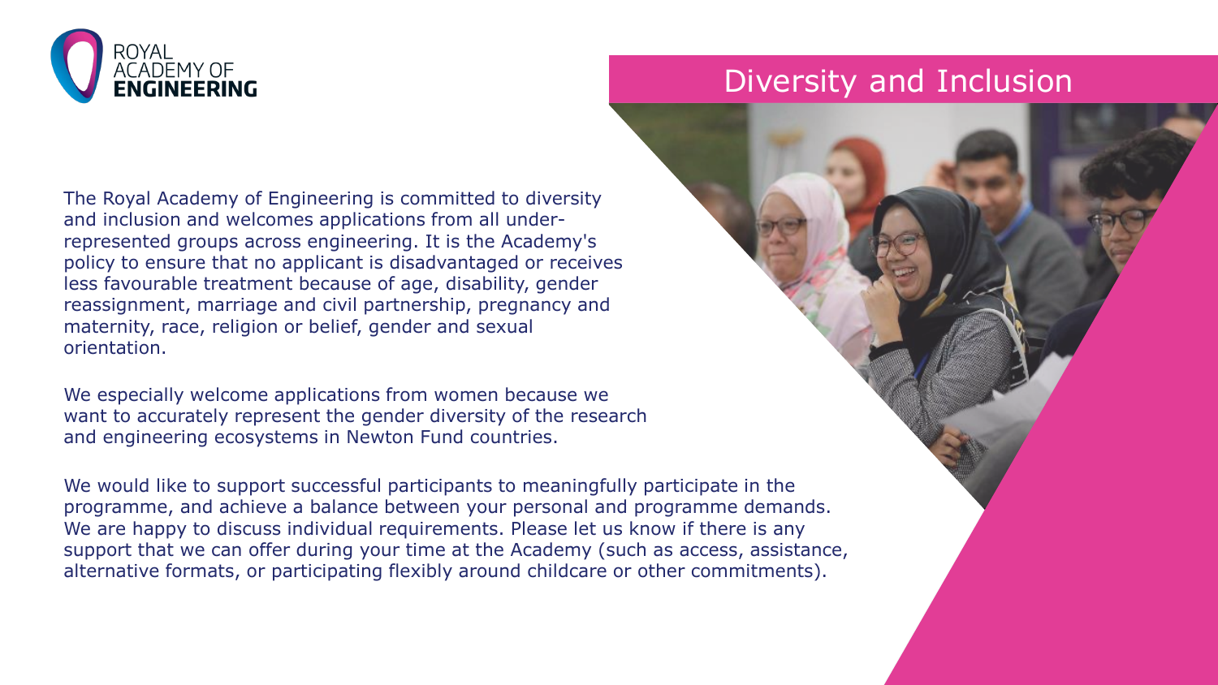# Diversity and Inclusion

The Royal Academy of Engineering is committed to diversity and inclusion and welcomes applications from all under-represented groups across engineering. It is the Academy's policy to ensure that no applicant is disadvantaged or receives less favourable treatment because of age, disability, gender reassignment, marriage and civil partnership, pregnancy and maternity, race, religion or belief, gender and sexual orientation.

We especially welcome applications from women because we want to accurately represent the gender diversity of the research and engineering ecosystems in Newton Fund countries.

We would like to support successful participants to meaningfully participate in the programme, and achieve a balance between your personal and programme demands. We are happy to discuss individual requirements. Please let us know if there is any support that we can offer during your time at the Academy (such as access, assistance, alternative formats, or participating flexibly around childcare or other commitments).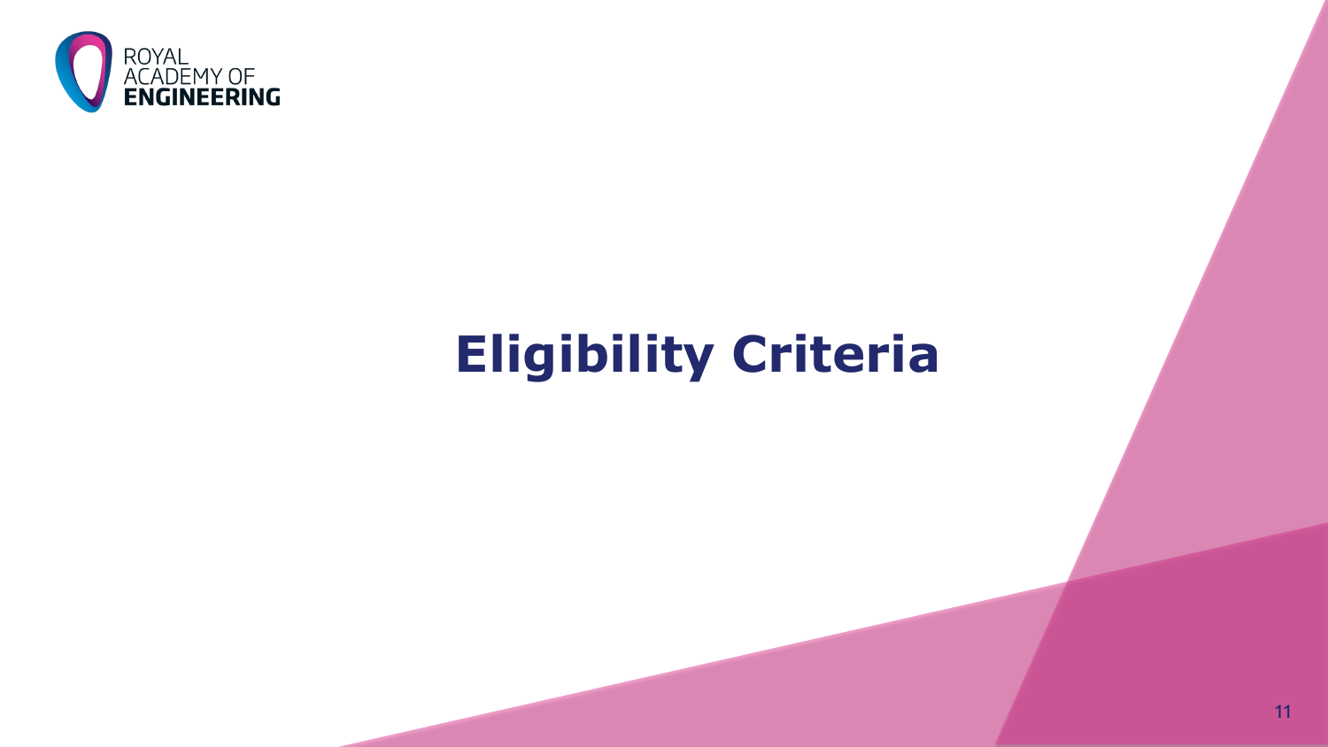# Eligibility Criteria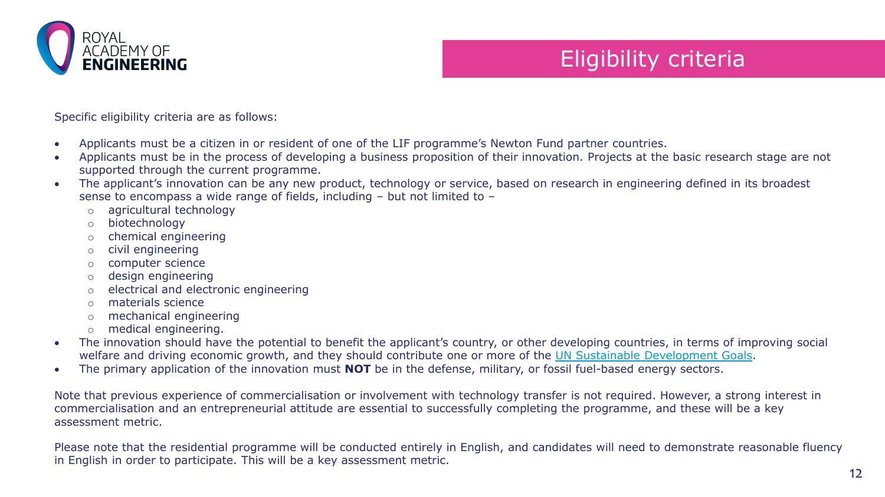# Eligibility criteria

Specific eligibility criteria are as follows:

- Applicants must be a citizen in or resident of one of the LIF programme's Newton Fund partner countries.
- Applicants must be in the process of developing a business proposition of their innovation. Projects at the basic research stage are not supported through the current programme.
- The applicant's innovation can be any new product, technology or service, based on research in engineering defined in its broadest sense to encompass a wide range of fields, including – but not limited to –
  - agricultural technology
  - biotechnology
  - chemical engineering
  - civil engineering
  - computer science
  - design engineering
  - electrical and electronic engineering
  - materials science
  - mechanical engineering
  - medical engineering.
- The innovation should have the potential to benefit the applicant's country, or other developing countries, in terms of improving social welfare and driving economic growth, and they should contribute one or more of the UN Sustainable Development Goals.
- The primary application of the innovation must **NOT** be in the defense, military, or fossil fuel-based energy sectors.

Note that previous experience of commercialisation or involvement with technology transfer is not required. However, a strong interest in commercialisation and an entrepreneurial attitude are essential to successfully completing the programme, and these will be a key assessment metric.

Please note that the residential programme will be conducted entirely in English, and candidates will need to demonstrate reasonable fluency in English in order to participate. This will be a key assessment metric.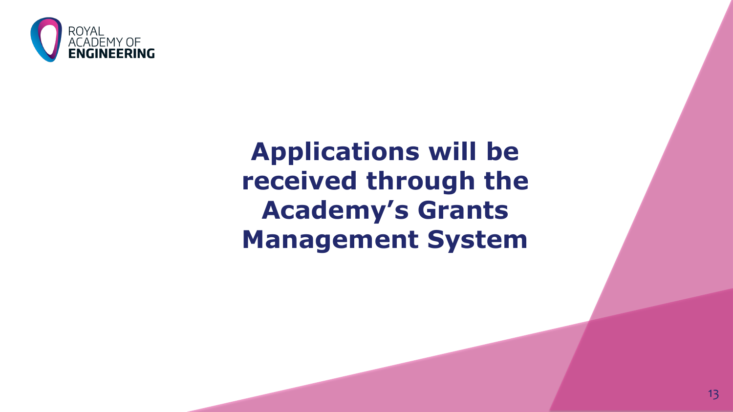# Applications will be received through the Academy's Grants Management System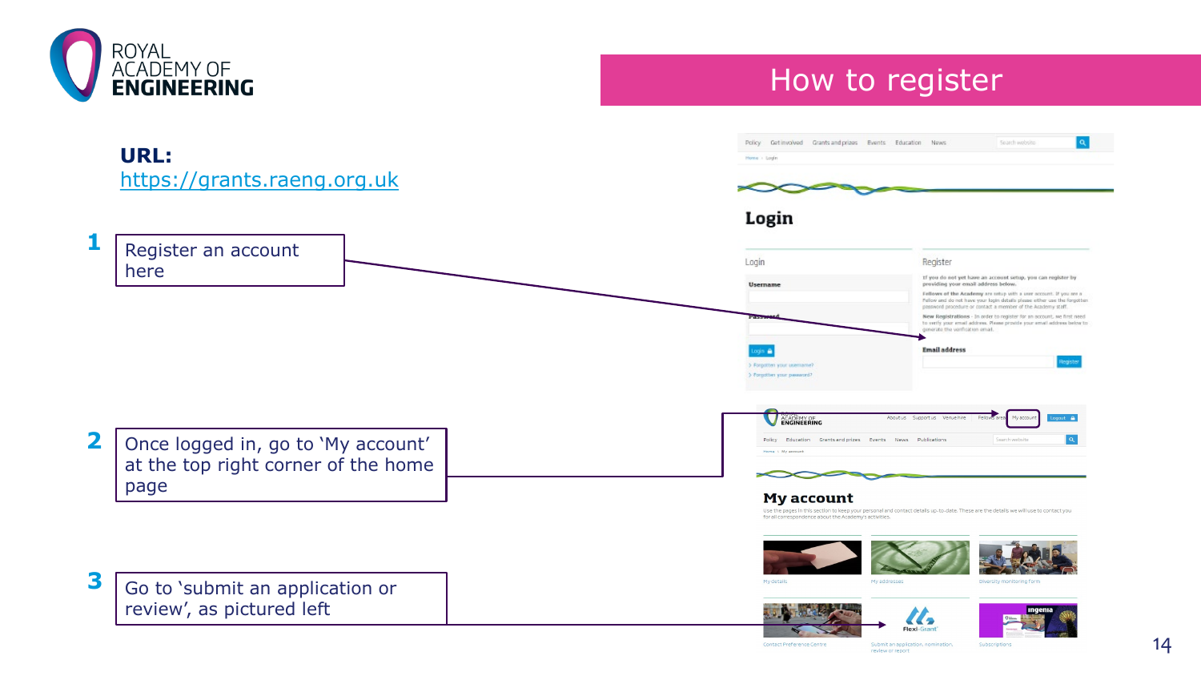# How to register

**URL:**
https://grants.raeng.org.uk

1. Register an account here

2. Once logged in, go to 'My account' at the top right corner of the home page

3. Go to 'submit an application or review', as pictured left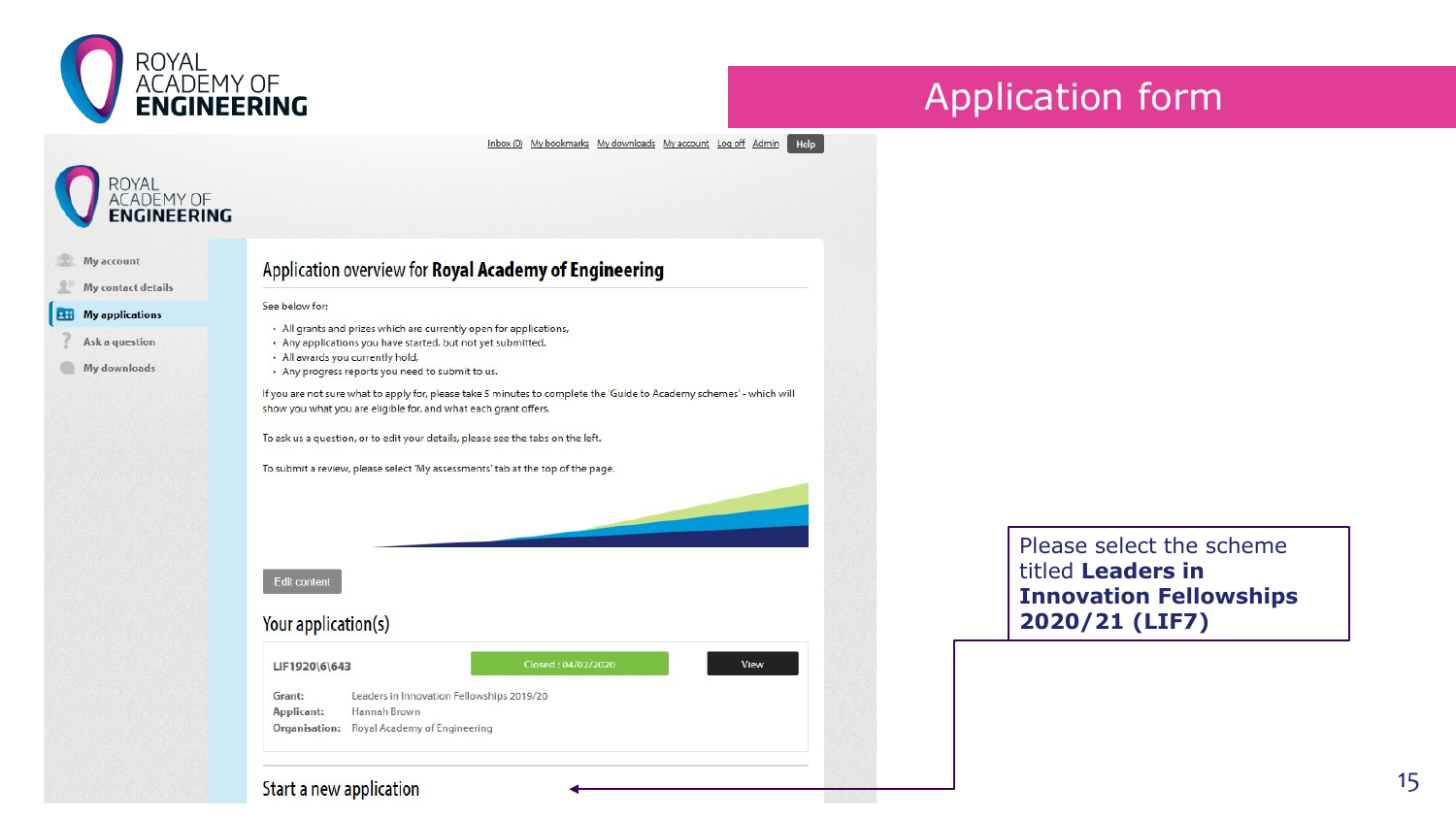# Application form

Inbox (0) My bookmarks My downloads My account Log off Admin Help

- My account
- My contact details
- My applications
- Ask a question
- My downloads

## Application overview for **Royal Academy of Engineering**

See below for:

- All grants and prizes which are currently open for applications,
- Any applications you have started, but not yet submitted,
- All awards you currently hold,
- Any progress reports you need to submit to us.

If you are not sure what to apply for, please take 5 minutes to complete the 'Guide to Academy schemes' - which will show you what you are eligible for, and what each grant offers.

To ask us a question, or to edit your details, please see the tabs on the left.

To submit a review, please select 'My assessments' tab at the top of the page.

Edit content

## Your application(s)

LIF1920\6\643 | Closed : 04/02/2020 | View

Grant: Leaders in Innovation Fellowships 2019/20
Applicant: Hannah Brown
Organisation: Royal Academy of Engineering

## Start a new application

Please select the scheme titled **Leaders in Innovation Fellowships 2020/21 (LIF7)**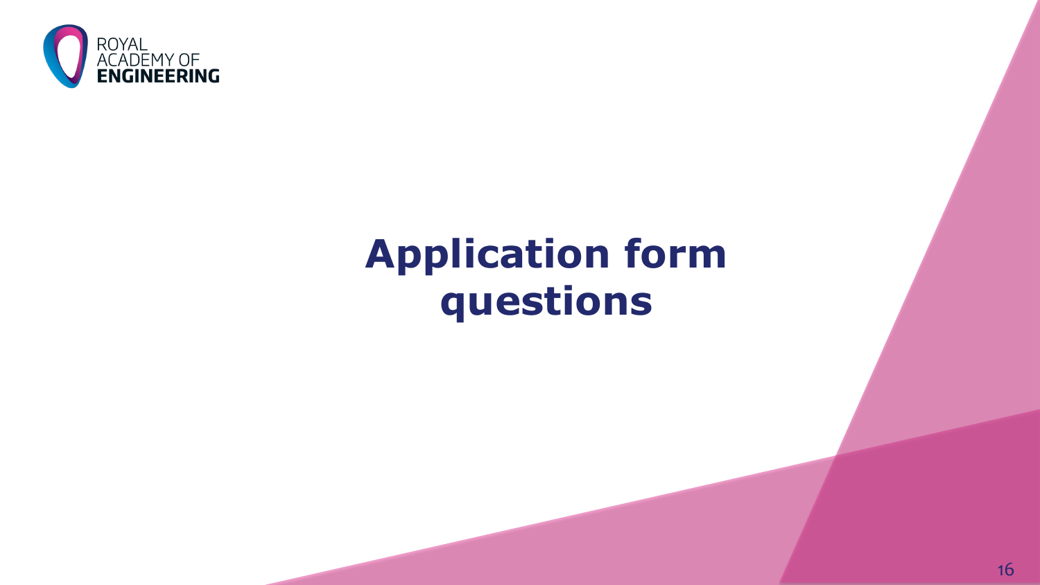# Application form questions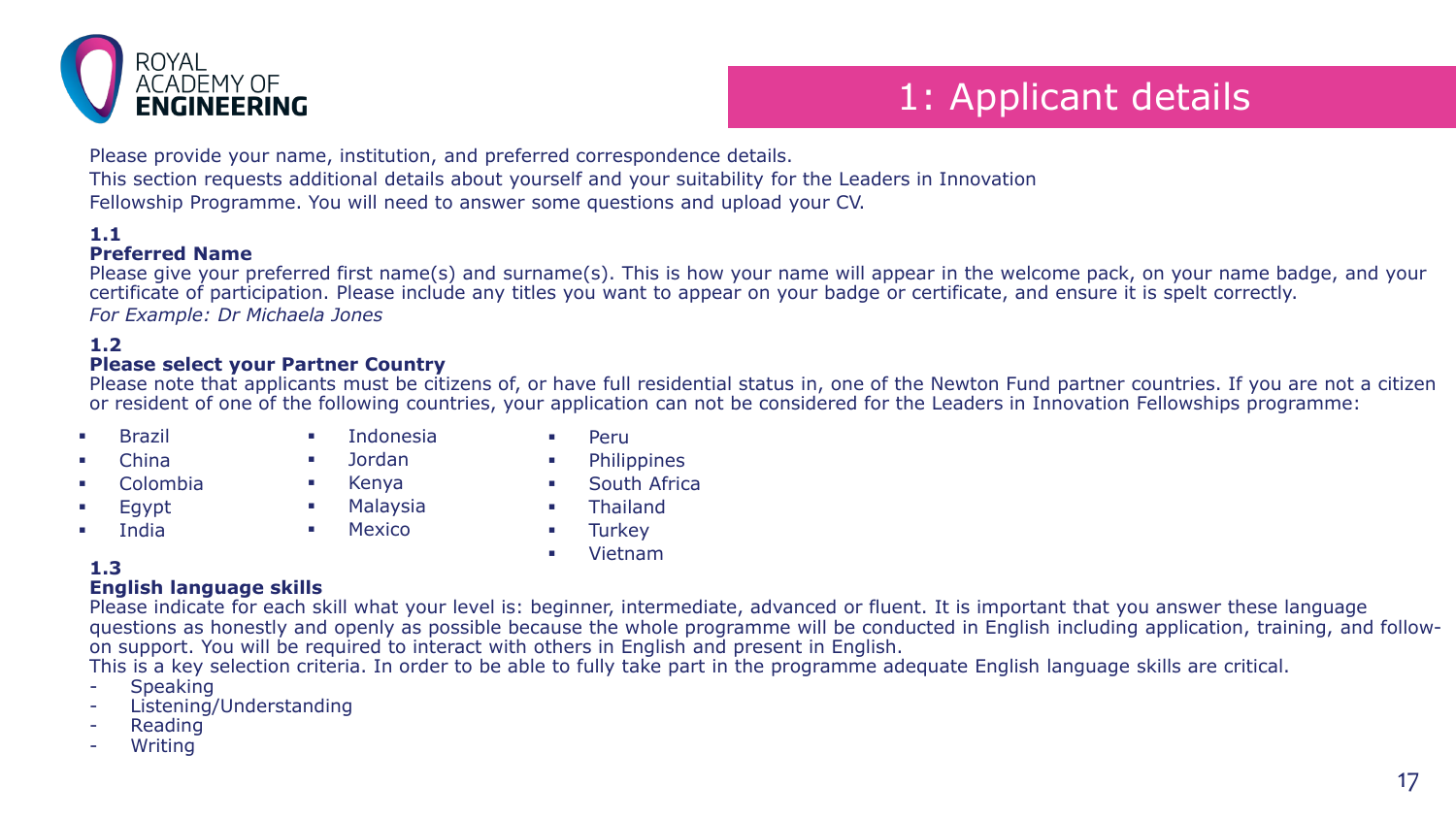# 1: Applicant details

Please provide your name, institution, and preferred correspondence details.

This section requests additional details about yourself and your suitability for the Leaders in Innovation Fellowship Programme. You will need to answer some questions and upload your CV.

**1.1**

**Preferred Name**

Please give your preferred first name(s) and surname(s). This is how your name will appear in the welcome pack, on your name badge, and your certificate of participation. Please include any titles you want to appear on your badge or certificate, and ensure it is spelt correctly.

*For Example: Dr Michaela Jones*

**1.2**

**Please select your Partner Country**

Please note that applicants must be citizens of, or have full residential status in, one of the Newton Fund partner countries. If you are not a citizen or resident of one of the following countries, your application can not be considered for the Leaders in Innovation Fellowships programme:

- Brazil
- China
- Colombia
- Egypt
- India
- Indonesia
- Jordan
- Kenya
- Malaysia
- Mexico
- Peru
- Philippines
- South Africa
- Thailand
- Turkey
- Vietnam

**1.3**

**English language skills**

Please indicate for each skill what your level is: beginner, intermediate, advanced or fluent. It is important that you answer these language questions as honestly and openly as possible because the whole programme will be conducted in English including application, training, and follow-on support. You will be required to interact with others in English and present in English.

This is a key selection criteria. In order to be able to fully take part in the programme adequate English language skills are critical.

- Speaking
- Listening/Understanding
- Reading
- Writing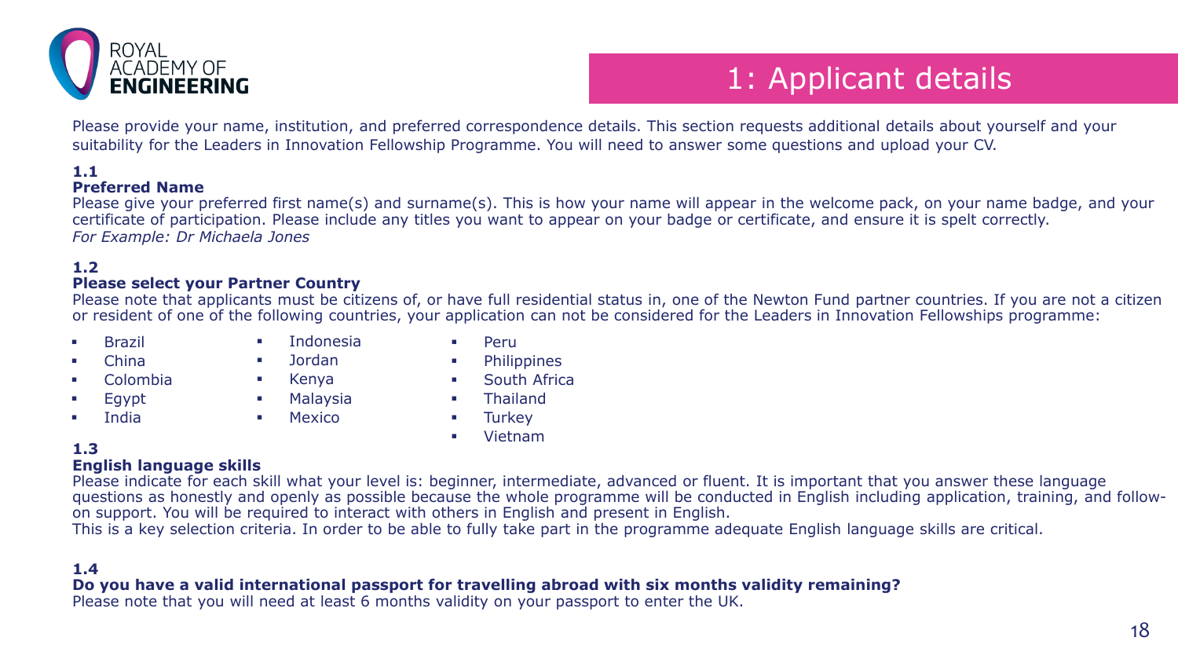# 1: Applicant details

Please provide your name, institution, and preferred correspondence details. This section requests additional details about yourself and your suitability for the Leaders in Innovation Fellowship Programme. You will need to answer some questions and upload your CV.

**1.1**
**Preferred Name**
Please give your preferred first name(s) and surname(s). This is how your name will appear in the welcome pack, on your name badge, and your certificate of participation. Please include any titles you want to appear on your badge or certificate, and ensure it is spelt correctly.
*For Example: Dr Michaela Jones*

**1.2**
**Please select your Partner Country**
Please note that applicants must be citizens of, or have full residential status in, one of the Newton Fund partner countries. If you are not a citizen or resident of one of the following countries, your application can not be considered for the Leaders in Innovation Fellowships programme:

- Brazil
- China
- Colombia
- Egypt
- India
- Indonesia
- Jordan
- Kenya
- Malaysia
- Mexico
- Peru
- Philippines
- South Africa
- Thailand
- Turkey
- Vietnam

**1.3**
**English language skills**
Please indicate for each skill what your level is: beginner, intermediate, advanced or fluent. It is important that you answer these language questions as honestly and openly as possible because the whole programme will be conducted in English including application, training, and follow-on support. You will be required to interact with others in English and present in English.
This is a key selection criteria. In order to be able to fully take part in the programme adequate English language skills are critical.

**1.4**
**Do you have a valid international passport for travelling abroad with six months validity remaining?**
Please note that you will need at least 6 months validity on your passport to enter the UK.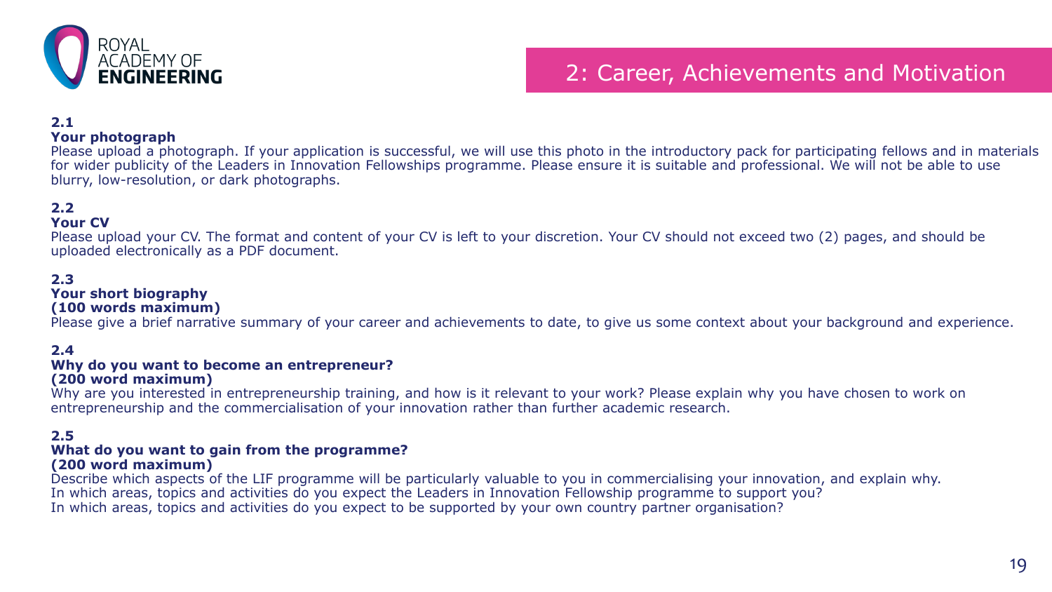# 2: Career, Achievements and Motivation

**2.1**
**Your photograph**
Please upload a photograph. If your application is successful, we will use this photo in the introductory pack for participating fellows and in materials for wider publicity of the Leaders in Innovation Fellowships programme. Please ensure it is suitable and professional. We will not be able to use blurry, low-resolution, or dark photographs.

**2.2**
**Your CV**
Please upload your CV. The format and content of your CV is left to your discretion. Your CV should not exceed two (2) pages, and should be uploaded electronically as a PDF document.

**2.3**
**Your short biography**
**(100 words maximum)**
Please give a brief narrative summary of your career and achievements to date, to give us some context about your background and experience.

**2.4**
**Why do you want to become an entrepreneur?**
**(200 word maximum)**
Why are you interested in entrepreneurship training, and how is it relevant to your work? Please explain why you have chosen to work on entrepreneurship and the commercialisation of your innovation rather than further academic research.

**2.5**
**What do you want to gain from the programme?**
**(200 word maximum)**
Describe which aspects of the LIF programme will be particularly valuable to you in commercialising your innovation, and explain why.
In which areas, topics and activities do you expect the Leaders in Innovation Fellowship programme to support you?
In which areas, topics and activities do you expect to be supported by your own country partner organisation?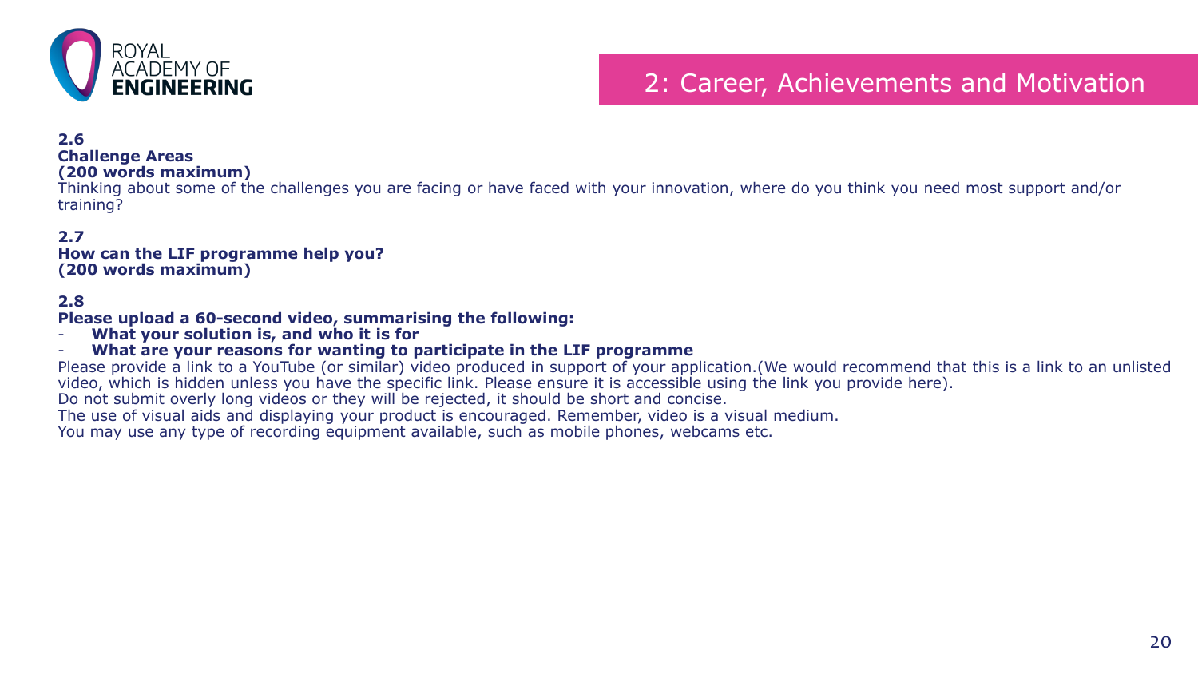## 2: Career, Achievements and Motivation

**2.6**
**Challenge Areas**
**(200 words maximum)**
Thinking about some of the challenges you are facing or have faced with your innovation, where do you think you need most support and/or training?

**2.7**
**How can the LIF programme help you?**
**(200 words maximum)**

**2.8**
**Please upload a 60-second video, summarising the following:**

- **What your solution is, and who it is for**
- **What are your reasons for wanting to participate in the LIF programme**

Please provide a link to a YouTube (or similar) video produced in support of your application.(We would recommend that this is a link to an unlisted video, which is hidden unless you have the specific link. Please ensure it is accessible using the link you provide here).
Do not submit overly long videos or they will be rejected, it should be short and concise.
The use of visual aids and displaying your product is encouraged. Remember, video is a visual medium.
You may use any type of recording equipment available, such as mobile phones, webcams etc.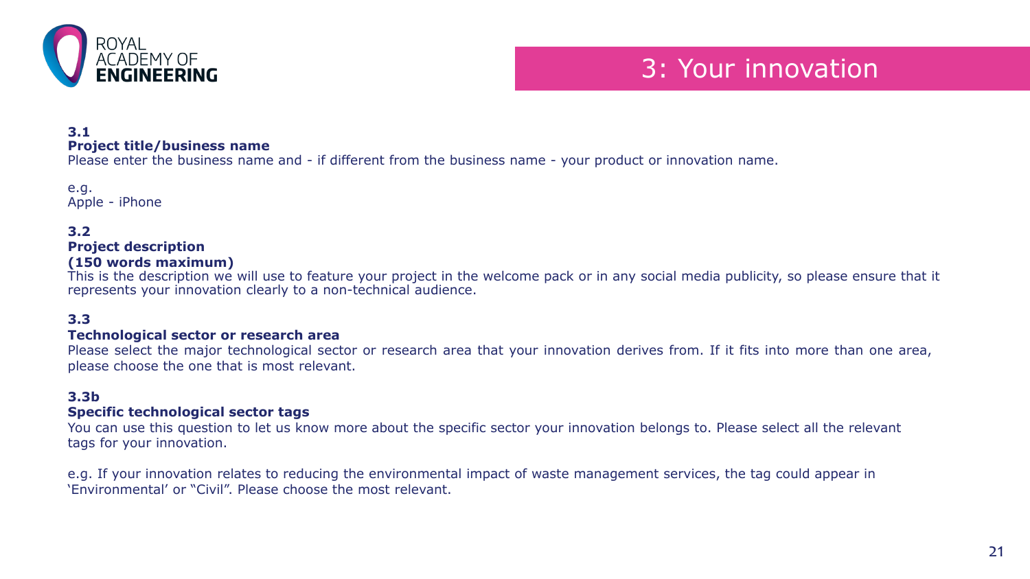# 3: Your innovation

**3.1**
**Project title/business name**
Please enter the business name and - if different from the business name - your product or innovation name.

e.g.
Apple - iPhone

**3.2**
**Project description**
**(150 words maximum)**
This is the description we will use to feature your project in the welcome pack or in any social media publicity, so please ensure that it represents your innovation clearly to a non-technical audience.

**3.3**
**Technological sector or research area**
Please select the major technological sector or research area that your innovation derives from. If it fits into more than one area, please choose the one that is most relevant.

**3.3b**
**Specific technological sector tags**
You can use this question to let us know more about the specific sector your innovation belongs to. Please select all the relevant tags for your innovation.

e.g. If your innovation relates to reducing the environmental impact of waste management services, the tag could appear in 'Environmental' or "Civil". Please choose the most relevant.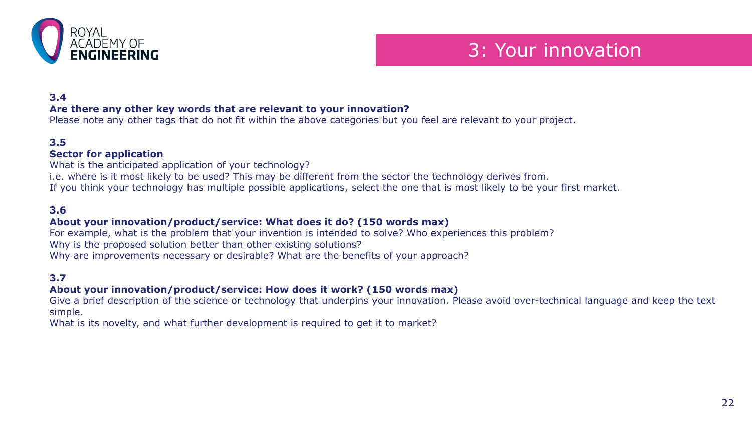# 3: Your innovation

**3.4**
**Are there any other key words that are relevant to your innovation?**
Please note any other tags that do not fit within the above categories but you feel are relevant to your project.

**3.5**
**Sector for application**
What is the anticipated application of your technology?
i.e. where is it most likely to be used? This may be different from the sector the technology derives from.
If you think your technology has multiple possible applications, select the one that is most likely to be your first market.

**3.6**
**About your innovation/product/service: What does it do? (150 words max)**
For example, what is the problem that your invention is intended to solve? Who experiences this problem?
Why is the proposed solution better than other existing solutions?
Why are improvements necessary or desirable? What are the benefits of your approach?

**3.7**
**About your innovation/product/service: How does it work? (150 words max)**
Give a brief description of the science or technology that underpins your innovation. Please avoid over-technical language and keep the text simple.
What is its novelty, and what further development is required to get it to market?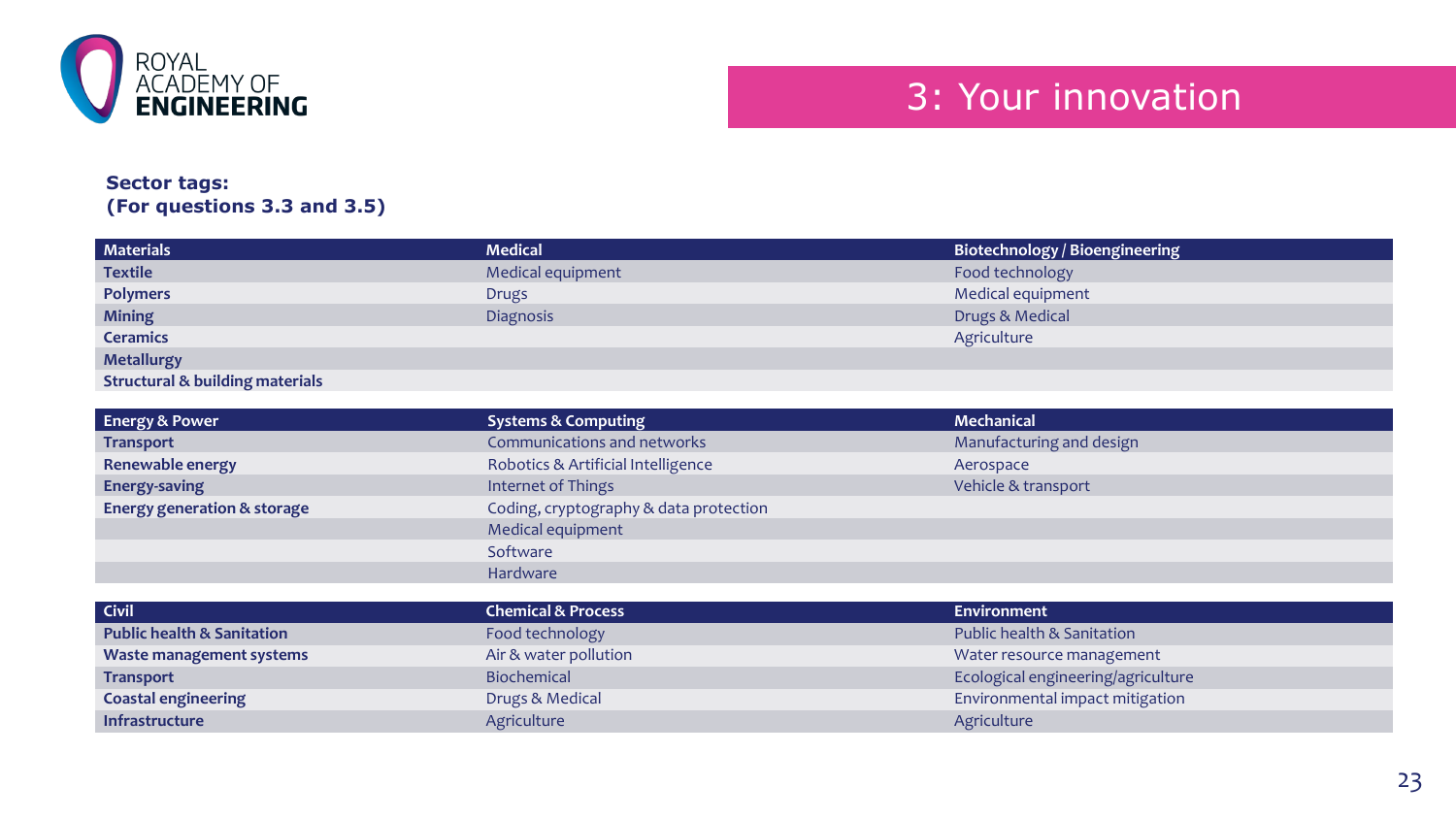## 3: Your innovation

**Sector tags:**
**(For questions 3.3 and 3.5)**

| Materials | Medical | Biotechnology / Bioengineering |
|---|---|---|
| **Textile** | Medical equipment | Food technology |
| **Polymers** | Drugs | Medical equipment |
| **Mining** | Diagnosis | Drugs & Medical |
| **Ceramics** | | Agriculture |
| **Metallurgy** | | |
| **Structural & building materials** | | |

| Energy & Power | Systems & Computing | Mechanical |
|---|---|---|
| **Transport** | Communications and networks | Manufacturing and design |
| **Renewable energy** | Robotics & Artificial Intelligence | Aerospace |
| **Energy-saving** | Internet of Things | Vehicle & transport |
| **Energy generation & storage** | Coding, cryptography & data protection | |
| | Medical equipment | |
| | Software | |
| | Hardware | |

| Civil | Chemical & Process | Environment |
|---|---|---|
| **Public health & Sanitation** | Food technology | Public health & Sanitation |
| **Waste management systems** | Air & water pollution | Water resource management |
| **Transport** | Biochemical | Ecological engineering/agriculture |
| **Coastal engineering** | Drugs & Medical | Environmental impact mitigation |
| **Infrastructure** | Agriculture | Agriculture |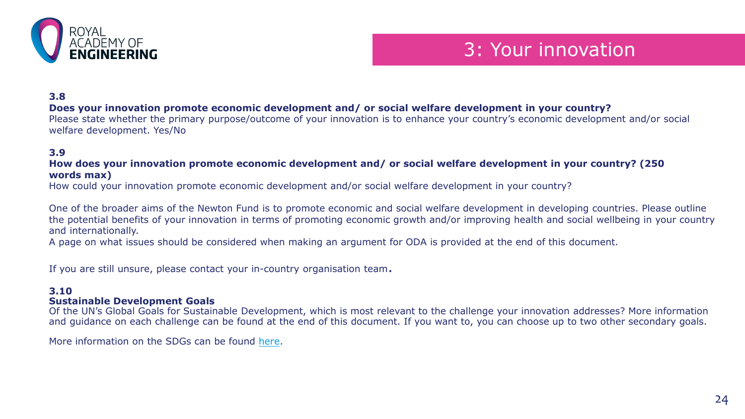# 3: Your innovation

**3.8**

**Does your innovation promote economic development and/ or social welfare development in your country?**

Please state whether the primary purpose/outcome of your innovation is to enhance your country's economic development and/or social welfare development. Yes/No

**3.9**

**How does your innovation promote economic development and/ or social welfare development in your country? (250 words max)**

How could your innovation promote economic development and/or social welfare development in your country?

One of the broader aims of the Newton Fund is to promote economic and social welfare development in developing countries. Please outline the potential benefits of your innovation in terms of promoting economic growth and/or improving health and social wellbeing in your country and internationally.

A page on what issues should be considered when making an argument for ODA is provided at the end of this document.

If you are still unsure, please contact your in-country organisation team**.**

**3.10**

**Sustainable Development Goals**

Of the UN's Global Goals for Sustainable Development, which is most relevant to the challenge your innovation addresses? More information and guidance on each challenge can be found at the end of this document. If you want to, you can choose up to two other secondary goals.

More information on the SDGs can be found here.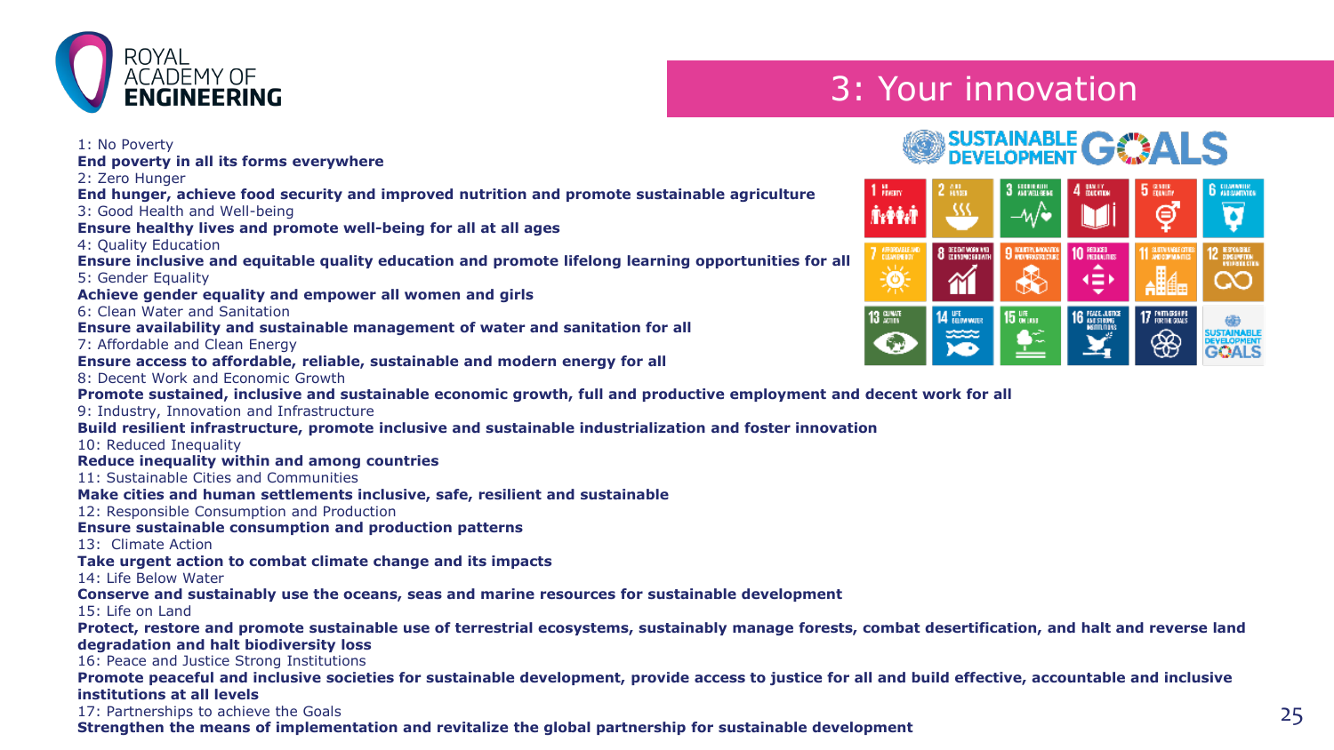# 3: Your innovation

1: No Poverty
**End poverty in all its forms everywhere**
2: Zero Hunger
**End hunger, achieve food security and improved nutrition and promote sustainable agriculture**
3: Good Health and Well-being
**Ensure healthy lives and promote well-being for all at all ages**
4: Quality Education
**Ensure inclusive and equitable quality education and promote lifelong learning opportunities for all**
5: Gender Equality
**Achieve gender equality and empower all women and girls**
6: Clean Water and Sanitation
**Ensure availability and sustainable management of water and sanitation for all**
7: Affordable and Clean Energy
**Ensure access to affordable, reliable, sustainable and modern energy for all**
8: Decent Work and Economic Growth
**Promote sustained, inclusive and sustainable economic growth, full and productive employment and decent work for all**
9: Industry, Innovation and Infrastructure
**Build resilient infrastructure, promote inclusive and sustainable industrialization and foster innovation**
10: Reduced Inequality
**Reduce inequality within and among countries**
11: Sustainable Cities and Communities
**Make cities and human settlements inclusive, safe, resilient and sustainable**
12: Responsible Consumption and Production
**Ensure sustainable consumption and production patterns**
13: Climate Action
**Take urgent action to combat climate change and its impacts**
14: Life Below Water
**Conserve and sustainably use the oceans, seas and marine resources for sustainable development**
15: Life on Land
**Protect, restore and promote sustainable use of terrestrial ecosystems, sustainably manage forests, combat desertification, and halt and reverse land degradation and halt biodiversity loss**
16: Peace and Justice Strong Institutions
**Promote peaceful and inclusive societies for sustainable development, provide access to justice for all and build effective, accountable and inclusive institutions at all levels**
17: Partnerships to achieve the Goals
**Strengthen the means of implementation and revitalize the global partnership for sustainable development**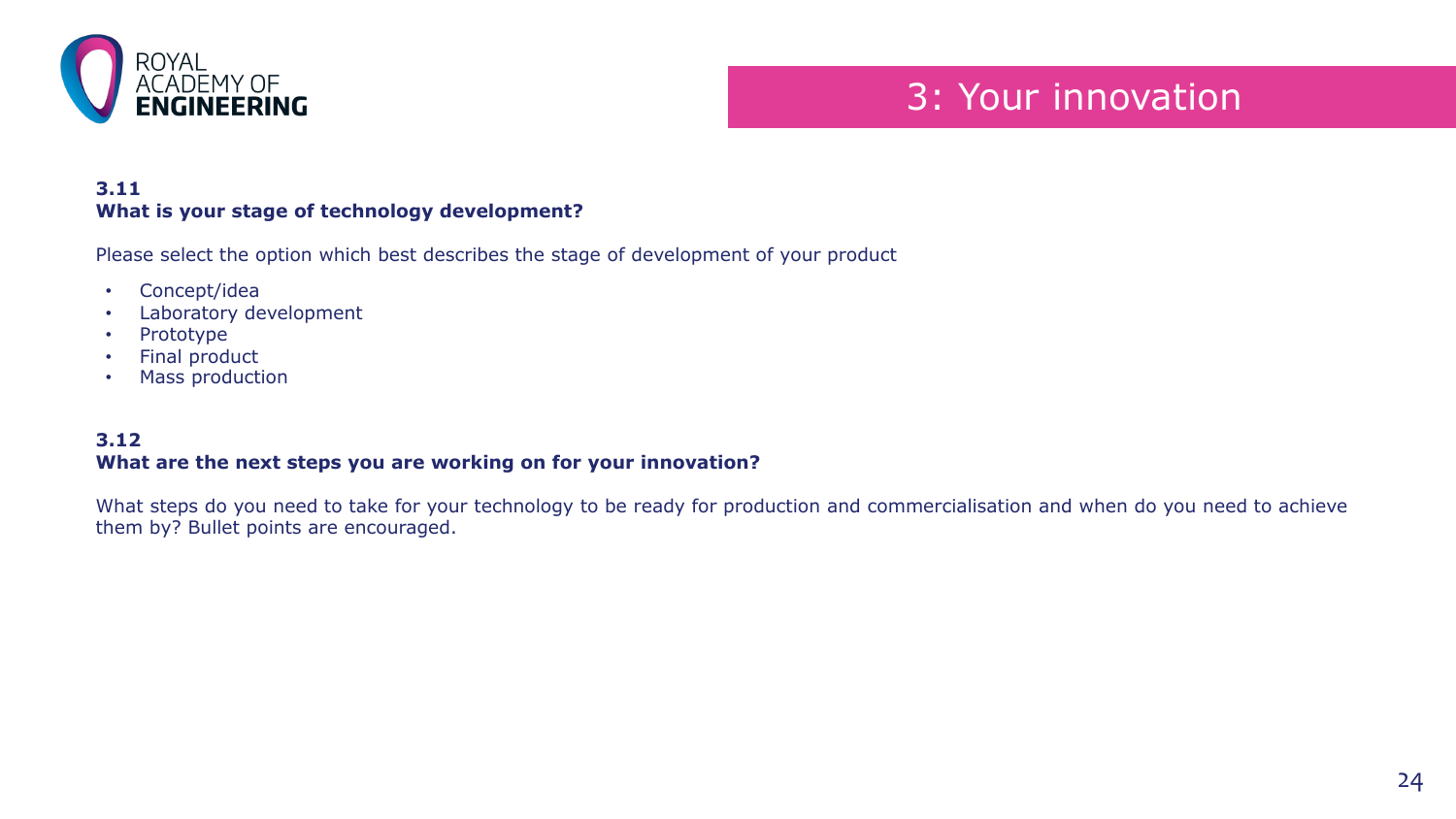## 3: Your innovation

**3.11**
**What is your stage of technology development?**

Please select the option which best describes the stage of development of your product

- Concept/idea
- Laboratory development
- Prototype
- Final product
- Mass production

**3.12**
**What are the next steps you are working on for your innovation?**

What steps do you need to take for your technology to be ready for production and commercialisation and when do you need to achieve them by? Bullet points are encouraged.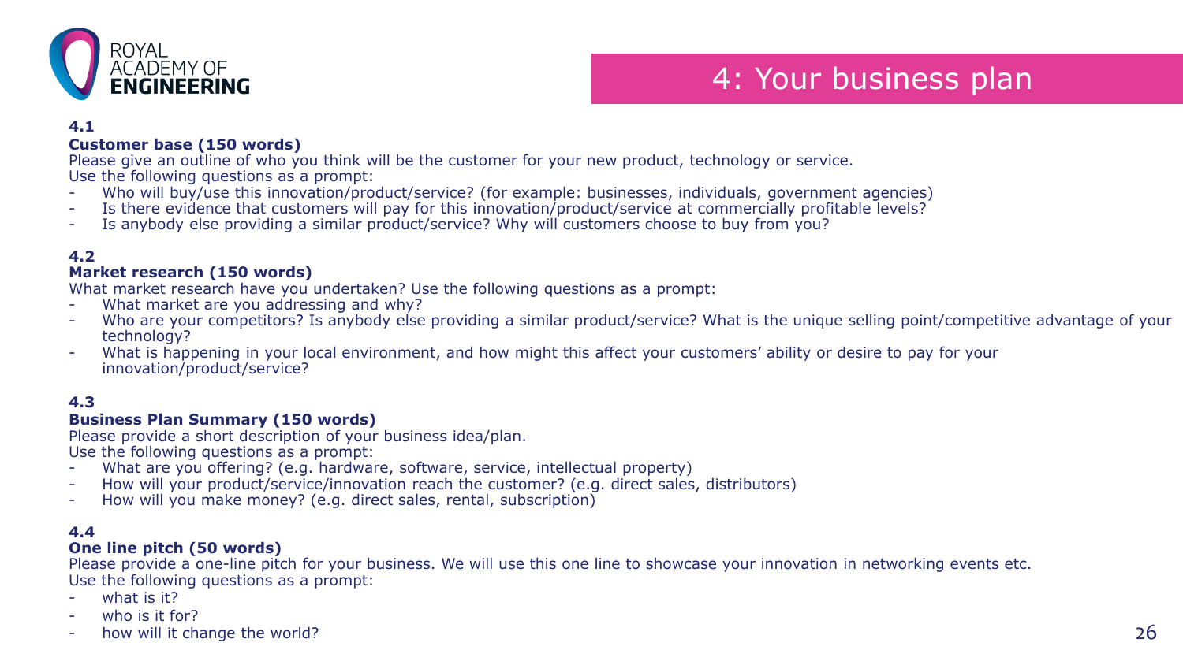# 4: Your business plan

### 4.1

**Customer base (150 words)**

Please give an outline of who you think will be the customer for your new product, technology or service.
Use the following questions as a prompt:

- Who will buy/use this innovation/product/service? (for example: businesses, individuals, government agencies)
- Is there evidence that customers will pay for this innovation/product/service at commercially profitable levels?
- Is anybody else providing a similar product/service? Why will customers choose to buy from you?

### 4.2

**Market research (150 words)**

What market research have you undertaken? Use the following questions as a prompt:

- What market are you addressing and why?
- Who are your competitors? Is anybody else providing a similar product/service? What is the unique selling point/competitive advantage of your technology?
- What is happening in your local environment, and how might this affect your customers' ability or desire to pay for your innovation/product/service?

### 4.3

**Business Plan Summary (150 words)**

Please provide a short description of your business idea/plan.
Use the following questions as a prompt:

- What are you offering? (e.g. hardware, software, service, intellectual property)
- How will your product/service/innovation reach the customer? (e.g. direct sales, distributors)
- How will you make money? (e.g. direct sales, rental, subscription)

### 4.4

**One line pitch (50 words)**

Please provide a one-line pitch for your business. We will use this one line to showcase your innovation in networking events etc.
Use the following questions as a prompt:

- what is it?
- who is it for?
- how will it change the world?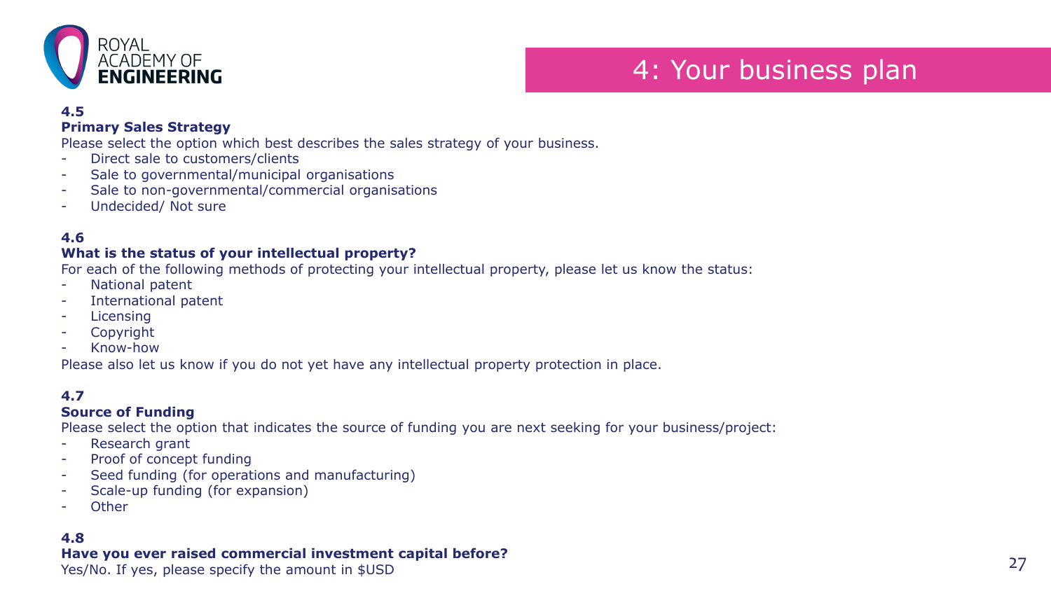# 4: Your business plan

### 4.5

**Primary Sales Strategy**

Please select the option which best describes the sales strategy of your business.

- Direct sale to customers/clients
- Sale to governmental/municipal organisations
- Sale to non-governmental/commercial organisations
- Undecided/ Not sure

### 4.6

**What is the status of your intellectual property?**

For each of the following methods of protecting your intellectual property, please let us know the status:

- National patent
- International patent
- Licensing
- Copyright
- Know-how

Please also let us know if you do not yet have any intellectual property protection in place.

### 4.7

**Source of Funding**

Please select the option that indicates the source of funding you are next seeking for your business/project:

- Research grant
- Proof of concept funding
- Seed funding (for operations and manufacturing)
- Scale-up funding (for expansion)
- Other

### 4.8

**Have you ever raised commercial investment capital before?**

Yes/No. If yes, please specify the amount in $USD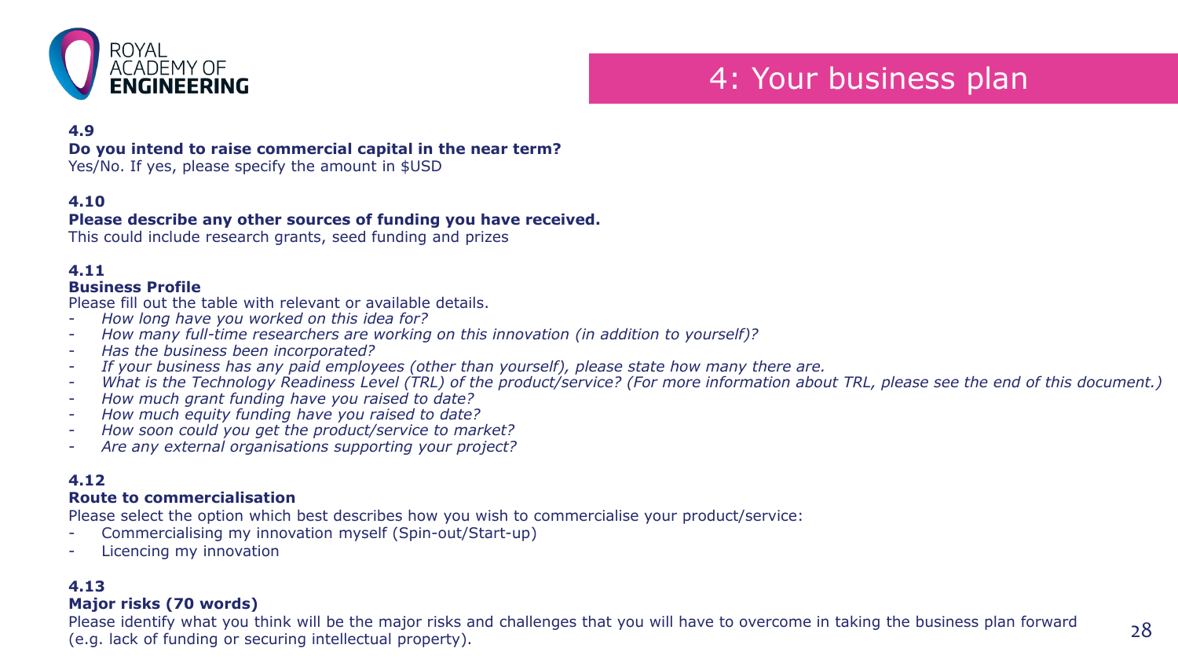# 4: Your business plan

**4.9**

**Do you intend to raise commercial capital in the near term?**

Yes/No. If yes, please specify the amount in $USD

**4.10**

**Please describe any other sources of funding you have received.**

This could include research grants, seed funding and prizes

**4.11**

**Business Profile**

Please fill out the table with relevant or available details.

- *How long have you worked on this idea for?*
- *How many full-time researchers are working on this innovation (in addition to yourself)?*
- *Has the business been incorporated?*
- *If your business has any paid employees (other than yourself), please state how many there are.*
- *What is the Technology Readiness Level (TRL) of the product/service? (For more information about TRL, please see the end of this document.)*
- *How much grant funding have you raised to date?*
- *How much equity funding have you raised to date?*
- *How soon could you get the product/service to market?*
- *Are any external organisations supporting your project?*

**4.12**

**Route to commercialisation**

Please select the option which best describes how you wish to commercialise your product/service:

- Commercialising my innovation myself (Spin-out/Start-up)
- Licencing my innovation

**4.13**

**Major risks (70 words)**

Please identify what you think will be the major risks and challenges that you will have to overcome in taking the business plan forward (e.g. lack of funding or securing intellectual property).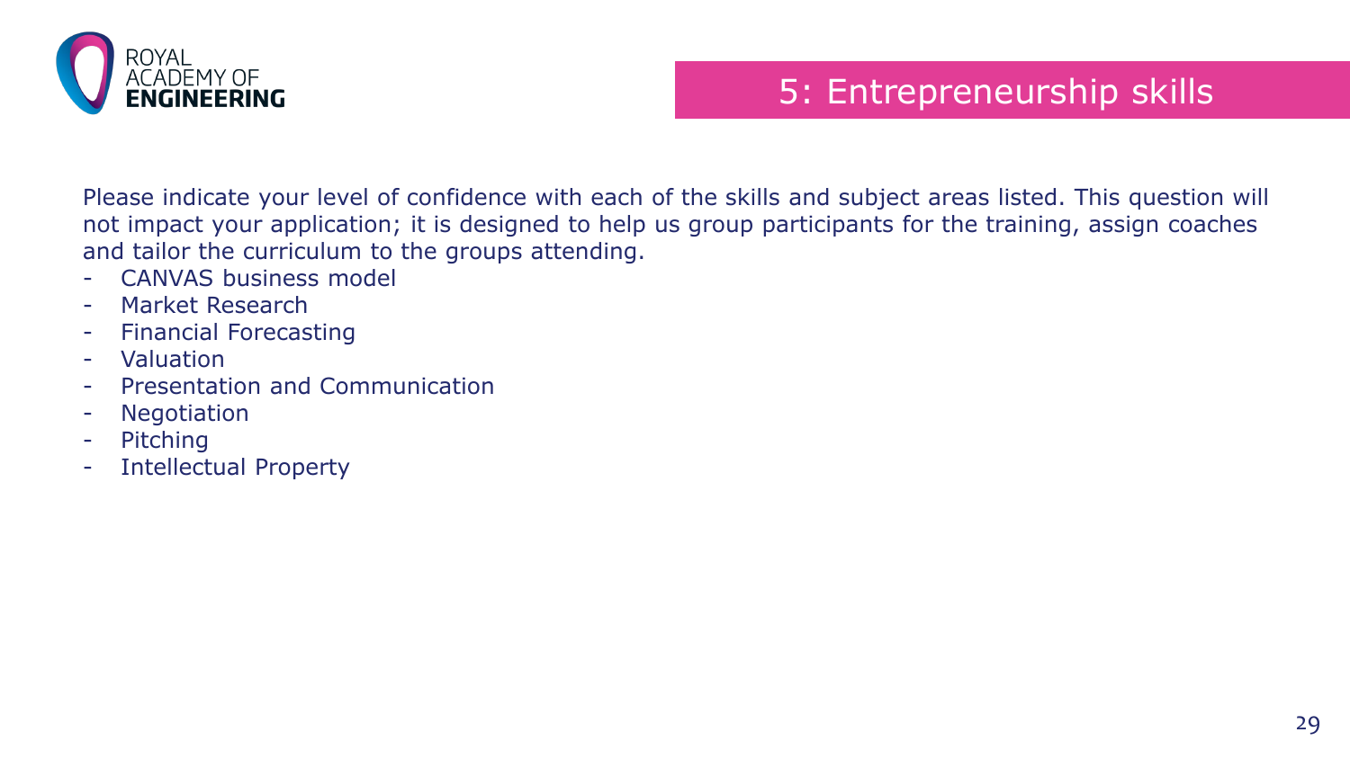# 5: Entrepreneurship skills

Please indicate your level of confidence with each of the skills and subject areas listed. This question will not impact your application; it is designed to help us group participants for the training, assign coaches and tailor the curriculum to the groups attending.

- CANVAS business model
- Market Research
- Financial Forecasting
- Valuation
- Presentation and Communication
- Negotiation
- Pitching
- Intellectual Property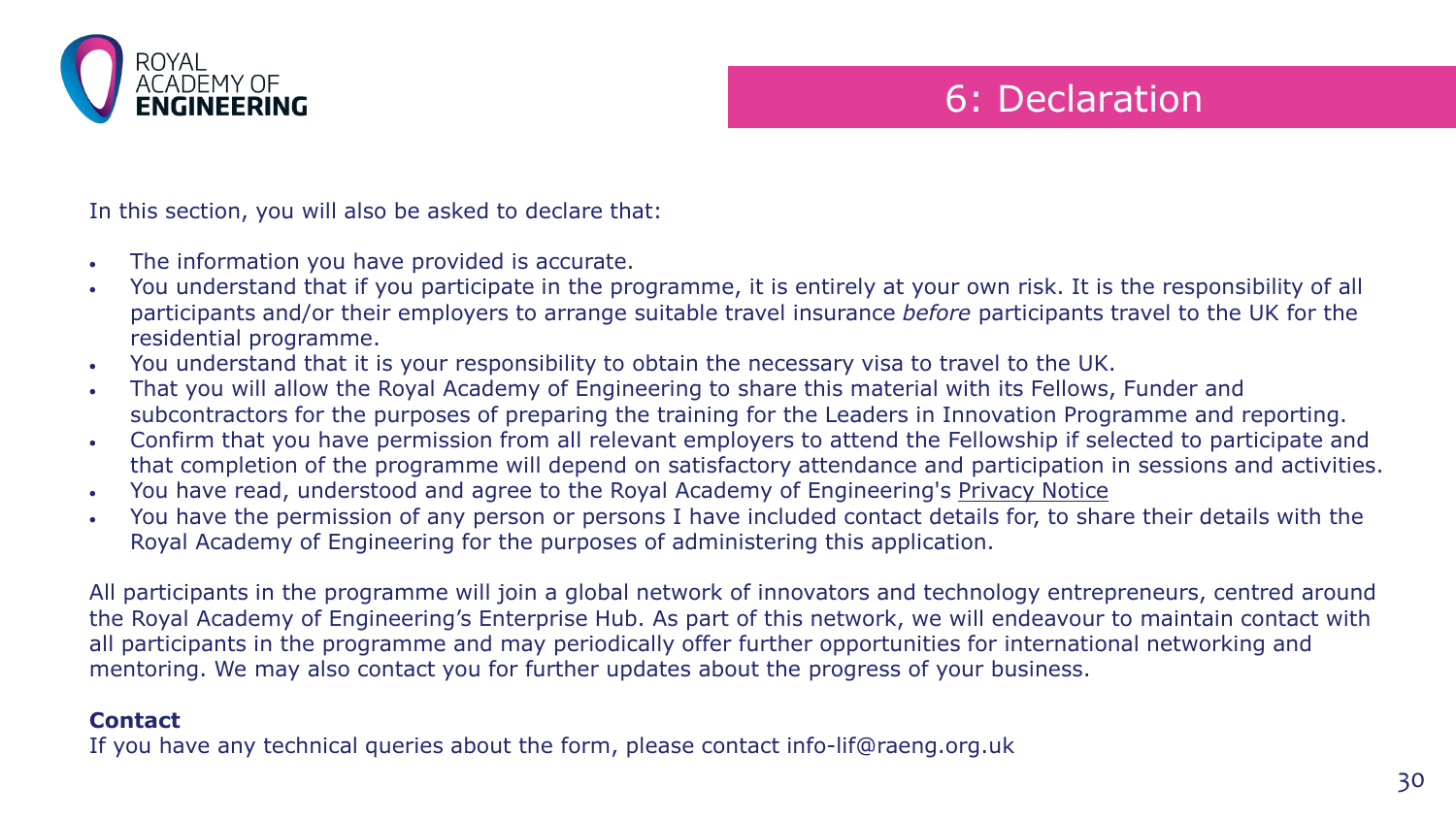# 6: Declaration

In this section, you will also be asked to declare that:

- The information you have provided is accurate.
- You understand that if you participate in the programme, it is entirely at your own risk. It is the responsibility of all participants and/or their employers to arrange suitable travel insurance *before* participants travel to the UK for the residential programme.
- You understand that it is your responsibility to obtain the necessary visa to travel to the UK.
- That you will allow the Royal Academy of Engineering to share this material with its Fellows, Funder and subcontractors for the purposes of preparing the training for the Leaders in Innovation Programme and reporting.
- Confirm that you have permission from all relevant employers to attend the Fellowship if selected to participate and that completion of the programme will depend on satisfactory attendance and participation in sessions and activities.
- You have read, understood and agree to the Royal Academy of Engineering's Privacy Notice
- You have the permission of any person or persons I have included contact details for, to share their details with the Royal Academy of Engineering for the purposes of administering this application.

All participants in the programme will join a global network of innovators and technology entrepreneurs, centred around the Royal Academy of Engineering's Enterprise Hub. As part of this network, we will endeavour to maintain contact with all participants in the programme and may periodically offer further opportunities for international networking and mentoring. We may also contact you for further updates about the progress of your business.

**Contact**

If you have any technical queries about the form, please contact info-lif@raeng.org.uk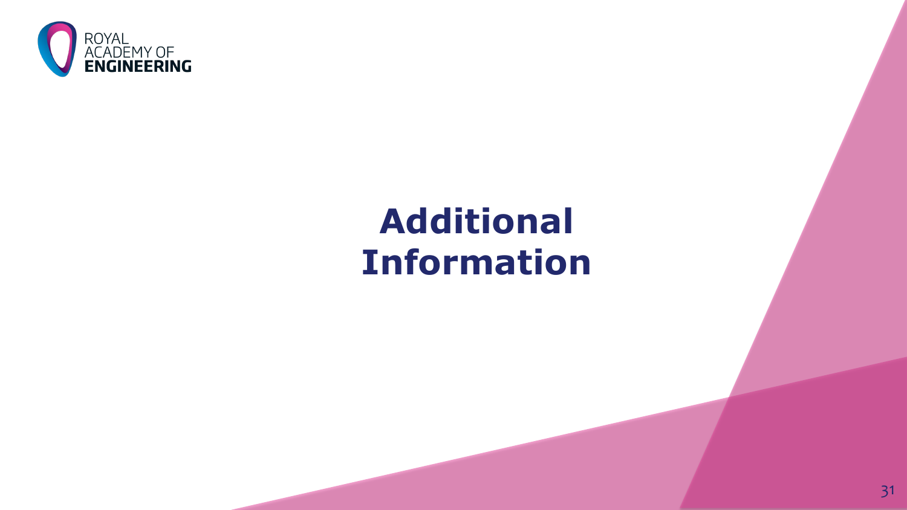# Additional Information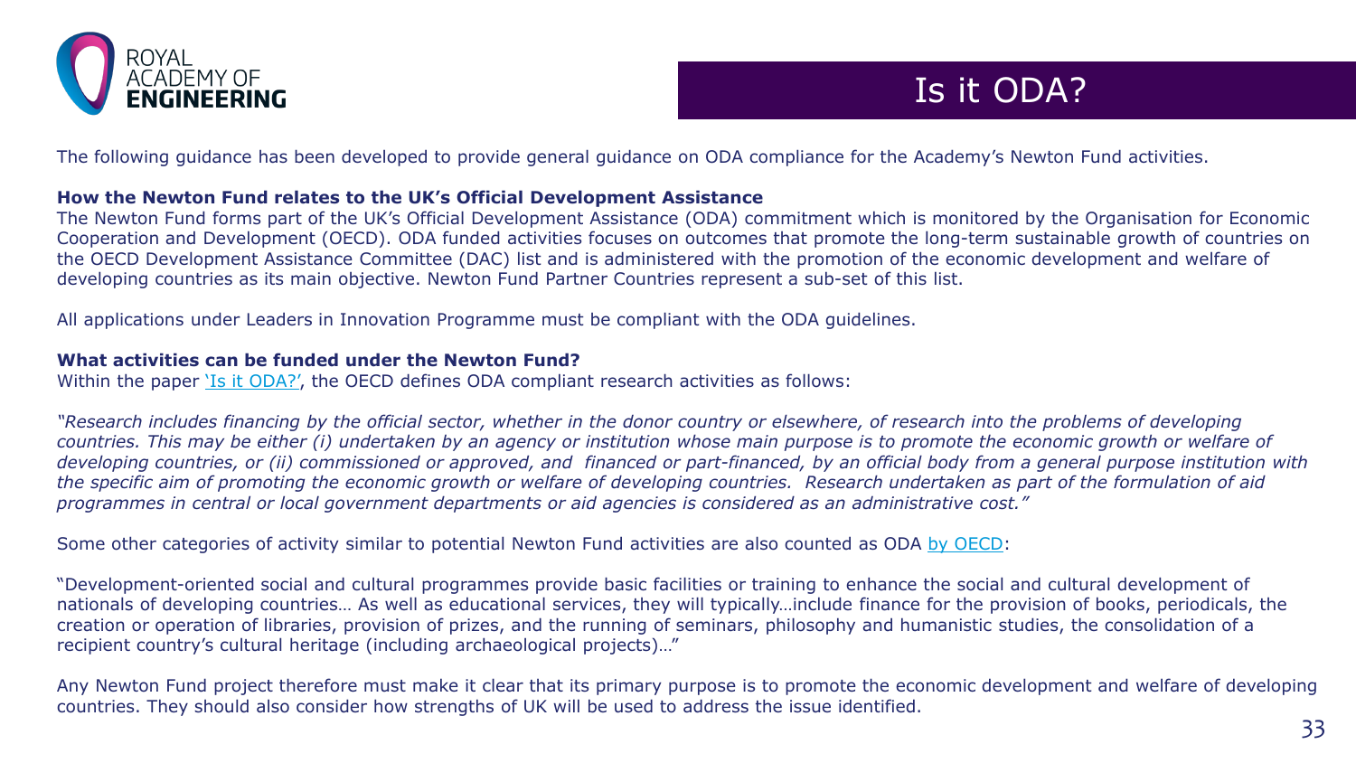# Is it ODA?

The following guidance has been developed to provide general guidance on ODA compliance for the Academy's Newton Fund activities.

**How the Newton Fund relates to the UK's Official Development Assistance**

The Newton Fund forms part of the UK's Official Development Assistance (ODA) commitment which is monitored by the Organisation for Economic Cooperation and Development (OECD). ODA funded activities focuses on outcomes that promote the long-term sustainable growth of countries on the OECD Development Assistance Committee (DAC) list and is administered with the promotion of the economic development and welfare of developing countries as its main objective. Newton Fund Partner Countries represent a sub-set of this list.

All applications under Leaders in Innovation Programme must be compliant with the ODA guidelines.

**What activities can be funded under the Newton Fund?**

Within the paper 'Is it ODA?', the OECD defines ODA compliant research activities as follows:

*"Research includes financing by the official sector, whether in the donor country or elsewhere, of research into the problems of developing countries. This may be either (i) undertaken by an agency or institution whose main purpose is to promote the economic growth or welfare of developing countries, or (ii) commissioned or approved, and financed or part-financed, by an official body from a general purpose institution with the specific aim of promoting the economic growth or welfare of developing countries. Research undertaken as part of the formulation of aid programmes in central or local government departments or aid agencies is considered as an administrative cost."*

Some other categories of activity similar to potential Newton Fund activities are also counted as ODA by OECD:

"Development-oriented social and cultural programmes provide basic facilities or training to enhance the social and cultural development of nationals of developing countries… As well as educational services, they will typically…include finance for the provision of books, periodicals, the creation or operation of libraries, provision of prizes, and the running of seminars, philosophy and humanistic studies, the consolidation of a recipient country's cultural heritage (including archaeological projects)…"

Any Newton Fund project therefore must make it clear that its primary purpose is to promote the economic development and welfare of developing countries. They should also consider how strengths of UK will be used to address the issue identified.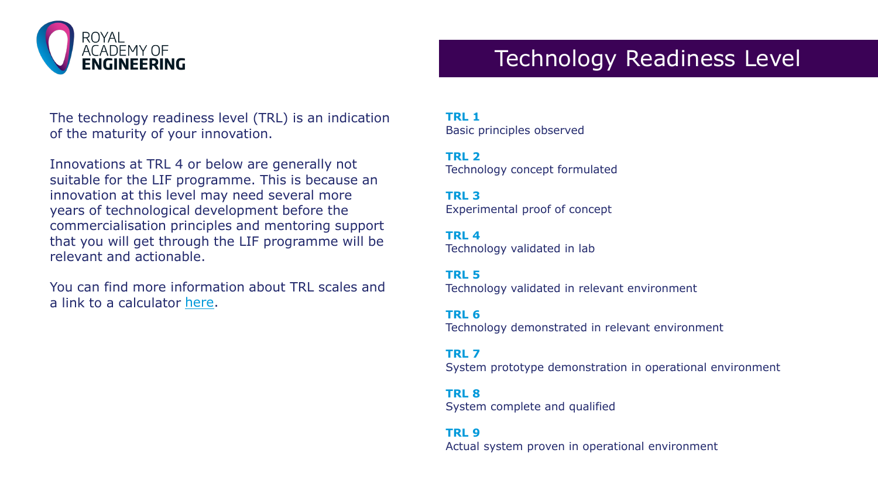# Technology Readiness Level

The technology readiness level (TRL) is an indication of the maturity of your innovation.

Innovations at TRL 4 or below are generally not suitable for the LIF programme. This is because an innovation at this level may need several more years of technological development before the commercialisation principles and mentoring support that you will get through the LIF programme will be relevant and actionable.

You can find more information about TRL scales and a link to a calculator here.

**TRL 1**
Basic principles observed

**TRL 2**
Technology concept formulated

**TRL 3**
Experimental proof of concept

**TRL 4**
Technology validated in lab

**TRL 5**
Technology validated in relevant environment

**TRL 6**
Technology demonstrated in relevant environment

**TRL 7**
System prototype demonstration in operational environment

**TRL 8**
System complete and qualified

**TRL 9**
Actual system proven in operational environment